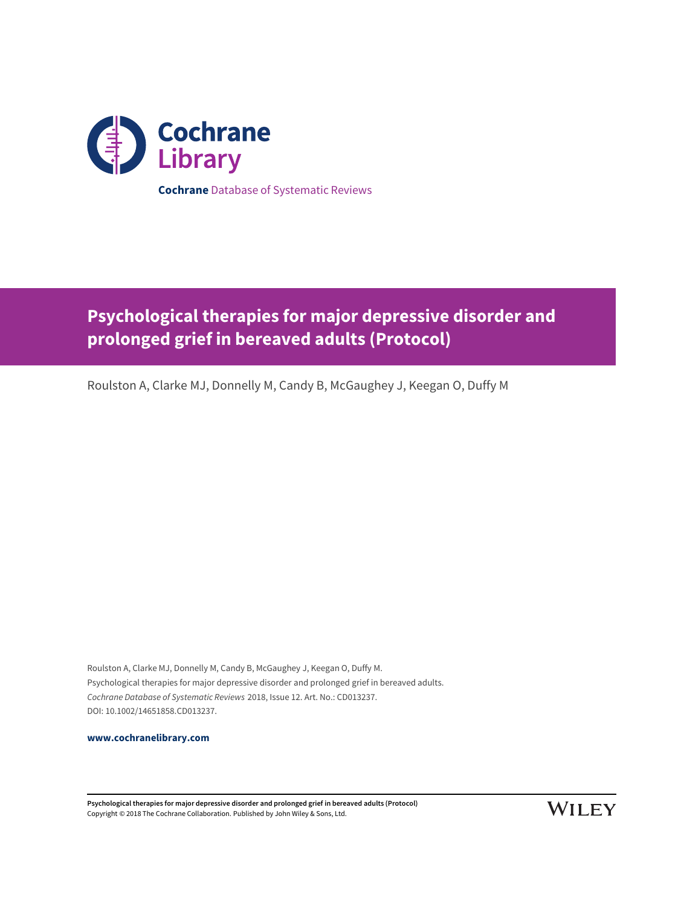Cochrane Library

**Cochrane** Database of Systematic Reviews

# Psychological therapies for major depressive disorder and prolonged grief in bereaved adults (Protocol)

Roulston A, Clarke MJ, Donnelly M, Candy B, McGaughey J, Keegan O, Duffy M

Roulston A, Clarke MJ, Donnelly M, Candy B, McGaughey J, Keegan O, Duffy M.
Psychological therapies for major depressive disorder and prolonged grief in bereaved adults.
*Cochrane Database of Systematic Reviews* 2018, Issue 12. Art. No.: CD013237.
DOI: 10.1002/14651858.CD013237.

**www.cochranelibrary.com**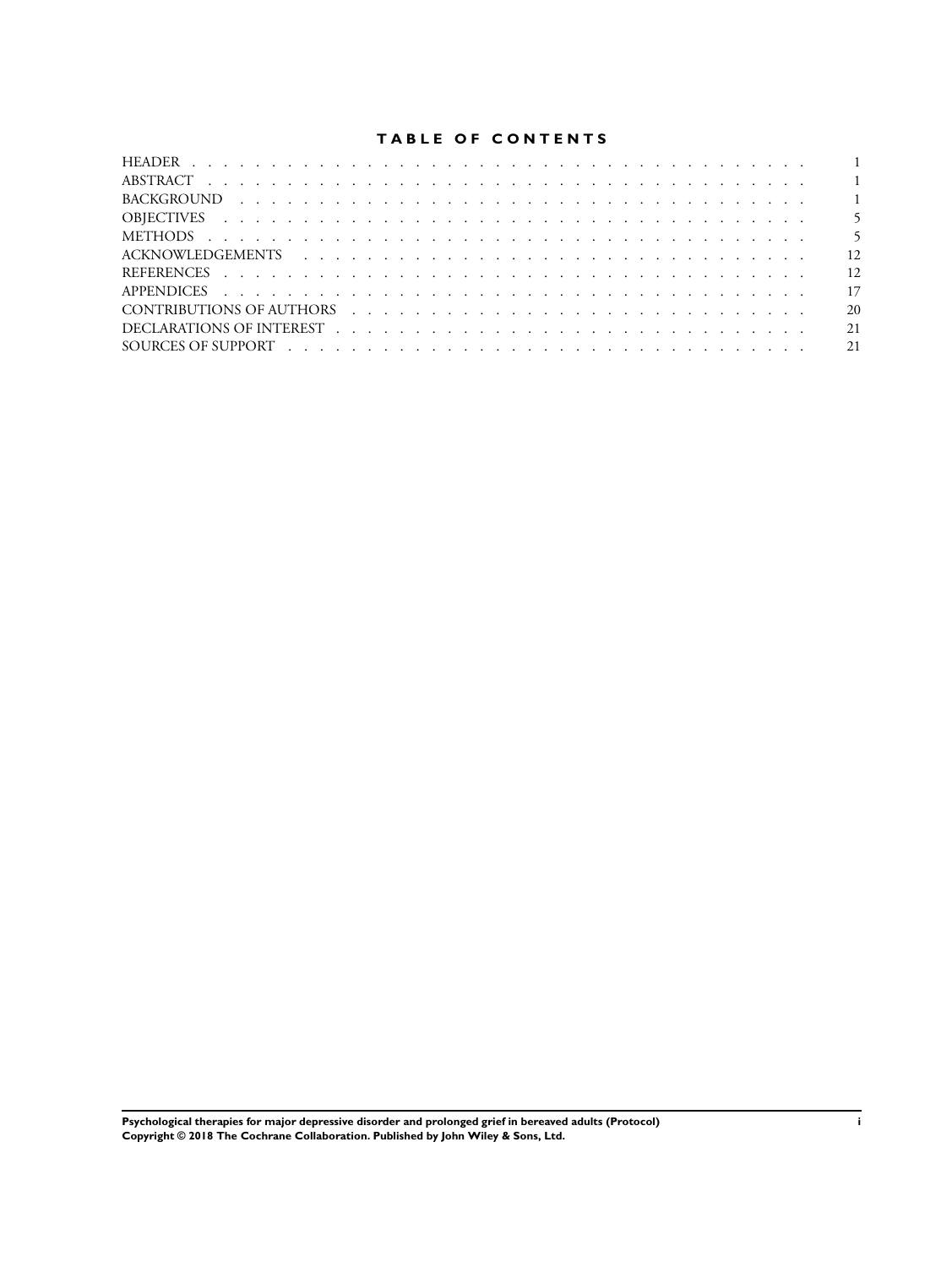# TABLE OF CONTENTS

| | |
|---|---|
| HEADER | 1 |
| ABSTRACT | 1 |
| BACKGROUND | 1 |
| OBJECTIVES | 5 |
| METHODS | 5 |
| ACKNOWLEDGEMENTS | 12 |
| REFERENCES | 12 |
| APPENDICES | 17 |
| CONTRIBUTIONS OF AUTHORS | 20 |
| DECLARATIONS OF INTEREST | 21 |
| SOURCES OF SUPPORT | 21 |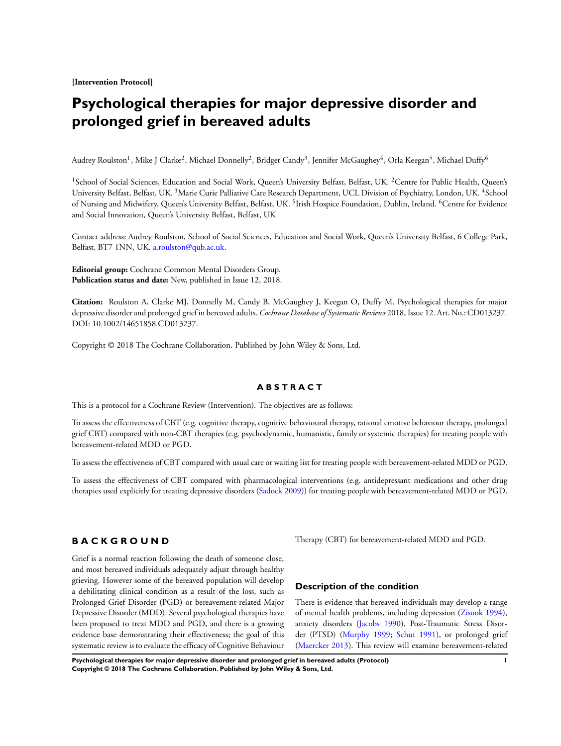**[Intervention Protocol]**

# Psychological therapies for major depressive disorder and prolonged grief in bereaved adults

Audrey Roulston[1], Mike J Clarke[2], Michael Donnelly[2], Bridget Candy[3], Jennifer McGaughey[4], Orla Keegan[5], Michael Duffy[6]

[1]School of Social Sciences, Education and Social Work, Queen's University Belfast, Belfast, UK. [2]Centre for Public Health, Queen's University Belfast, Belfast, UK. [3]Marie Curie Palliative Care Research Department, UCL Division of Psychiatry, London, UK. [4]School of Nursing and Midwifery, Queen's University Belfast, Belfast, UK. [5]Irish Hospice Foundation, Dublin, Ireland. [6]Centre for Evidence and Social Innovation, Queen's University Belfast, Belfast, UK

Contact address: Audrey Roulston, School of Social Sciences, Education and Social Work, Queen's University Belfast, 6 College Park, Belfast, BT7 1NN, UK. a.roulston@qub.ac.uk.

**Editorial group:** Cochrane Common Mental Disorders Group.
**Publication status and date:** New, published in Issue 12, 2018.

**Citation:** Roulston A, Clarke MJ, Donnelly M, Candy B, McGaughey J, Keegan O, Duffy M. Psychological therapies for major depressive disorder and prolonged grief in bereaved adults. *Cochrane Database of Systematic Reviews* 2018, Issue 12. Art. No.: CD013237. DOI: 10.1002/14651858.CD013237.

Copyright © 2018 The Cochrane Collaboration. Published by John Wiley & Sons, Ltd.

## ABSTRACT

This is a protocol for a Cochrane Review (Intervention). The objectives are as follows:

To assess the effectiveness of CBT (e.g. cognitive therapy, cognitive behavioural therapy, rational emotive behaviour therapy, prolonged grief CBT) compared with non-CBT therapies (e.g. psychodynamic, humanistic, family or systemic therapies) for treating people with bereavement-related MDD or PGD.

To assess the effectiveness of CBT compared with usual care or waiting list for treating people with bereavement-related MDD or PGD.

To assess the effectiveness of CBT compared with pharmacological interventions (e.g. antidepressant medications and other drug therapies used explicitly for treating depressive disorders (Sadock 2009)) for treating people with bereavement-related MDD or PGD.

## BACKGROUND

Grief is a normal reaction following the death of someone close, and most bereaved individuals adequately adjust through healthy grieving. However some of the bereaved population will develop a debilitating clinical condition as a result of the loss, such as Prolonged Grief Disorder (PGD) or bereavement-related Major Depressive Disorder (MDD). Several psychological therapies have been proposed to treat MDD and PGD, and there is a growing evidence base demonstrating their effectiveness; the goal of this systematic review is to evaluate the efficacy of Cognitive Behaviour Therapy (CBT) for bereavement-related MDD and PGD.

### Description of the condition

There is evidence that bereaved individuals may develop a range of mental health problems, including depression (Zisook 1994), anxiety disorders (Jacobs 1990), Post-Traumatic Stress Disorder (PTSD) (Murphy 1999; Schut 1991), or prolonged grief (Maercker 2013). This review will examine bereavement-related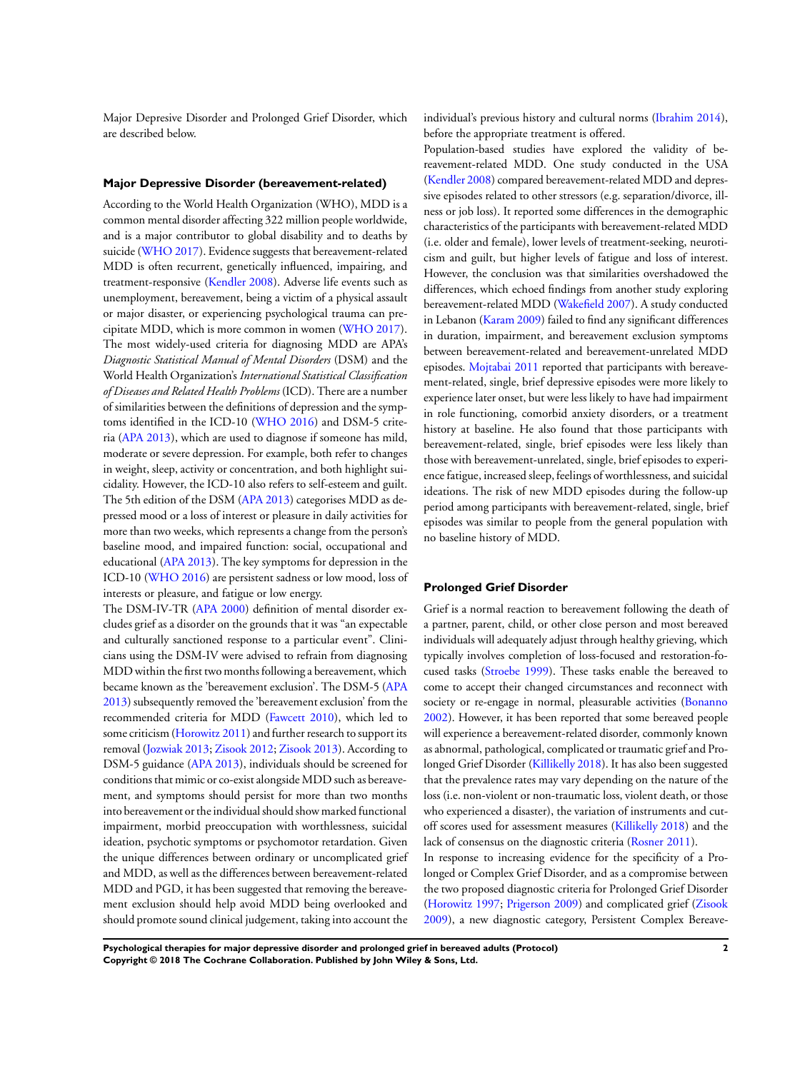Major Depressive Disorder and Prolonged Grief Disorder, which are described below.

### Major Depressive Disorder (bereavement-related)

According to the World Health Organization (WHO), MDD is a common mental disorder affecting 322 million people worldwide, and is a major contributor to global disability and to deaths by suicide (WHO 2017). Evidence suggests that bereavement-related MDD is often recurrent, genetically influenced, impairing, and treatment-responsive (Kendler 2008). Adverse life events such as unemployment, bereavement, being a victim of a physical assault or major disaster, or experiencing psychological trauma can precipitate MDD, which is more common in women (WHO 2017). The most widely-used criteria for diagnosing MDD are APA's *Diagnostic Statistical Manual of Mental Disorders* (DSM) and the World Health Organization's *International Statistical Classification of Diseases and Related Health Problems* (ICD). There are a number of similarities between the definitions of depression and the symptoms identified in the ICD-10 (WHO 2016) and DSM-5 criteria (APA 2013), which are used to diagnose if someone has mild, moderate or severe depression. For example, both refer to changes in weight, sleep, activity or concentration, and both highlight suicidality. However, the ICD-10 also refers to self-esteem and guilt. The 5th edition of the DSM (APA 2013) categorises MDD as depressed mood or a loss of interest or pleasure in daily activities for more than two weeks, which represents a change from the person's baseline mood, and impaired function: social, occupational and educational (APA 2013). The key symptoms for depression in the ICD-10 (WHO 2016) are persistent sadness or low mood, loss of interests or pleasure, and fatigue or low energy.

The DSM-IV-TR (APA 2000) definition of mental disorder excludes grief as a disorder on the grounds that it was "an expectable and culturally sanctioned response to a particular event". Clinicians using the DSM-IV were advised to refrain from diagnosing MDD within the first two months following a bereavement, which became known as the 'bereavement exclusion'. The DSM-5 (APA 2013) subsequently removed the 'bereavement exclusion' from the recommended criteria for MDD (Fawcett 2010), which led to some criticism (Horowitz 2011) and further research to support its removal (Jozwiak 2013; Zisook 2012; Zisook 2013). According to DSM-5 guidance (APA 2013), individuals should be screened for conditions that mimic or co-exist alongside MDD such as bereavement, and symptoms should persist for more than two months into bereavement or the individual should show marked functional impairment, morbid preoccupation with worthlessness, suicidal ideation, psychotic symptoms or psychomotor retardation. Given the unique differences between ordinary or uncomplicated grief and MDD, as well as the differences between bereavement-related MDD and PGD, it has been suggested that removing the bereavement exclusion should help avoid MDD being overlooked and should promote sound clinical judgement, taking into account the individual's previous history and cultural norms (Ibrahim 2014), before the appropriate treatment is offered.

Population-based studies have explored the validity of bereavement-related MDD. One study conducted in the USA (Kendler 2008) compared bereavement-related MDD and depressive episodes related to other stressors (e.g. separation/divorce, illness or job loss). It reported some differences in the demographic characteristics of the participants with bereavement-related MDD (i.e. older and female), lower levels of treatment-seeking, neuroticism and guilt, but higher levels of fatigue and loss of interest. However, the conclusion was that similarities overshadowed the differences, which echoed findings from another study exploring bereavement-related MDD (Wakefield 2007). A study conducted in Lebanon (Karam 2009) failed to find any significant differences in duration, impairment, and bereavement exclusion symptoms between bereavement-related and bereavement-unrelated MDD episodes. Mojtabai 2011 reported that participants with bereavement-related, single, brief depressive episodes were more likely to experience later onset, but were less likely to have had impairment in role functioning, comorbid anxiety disorders, or a treatment history at baseline. He also found that those participants with bereavement-related, single, brief episodes were less likely than those with bereavement-unrelated, single, brief episodes to experience fatigue, increased sleep, feelings of worthlessness, and suicidal ideations. The risk of new MDD episodes during the follow-up period among participants with bereavement-related, single, brief episodes was similar to people from the general population with no baseline history of MDD.

### Prolonged Grief Disorder

Grief is a normal reaction to bereavement following the death of a partner, parent, child, or other close person and most bereaved individuals will adequately adjust through healthy grieving, which typically involves completion of loss-focused and restoration-focused tasks (Stroebe 1999). These tasks enable the bereaved to come to accept their changed circumstances and reconnect with society or re-engage in normal, pleasurable activities (Bonanno 2002). However, it has been reported that some bereaved people will experience a bereavement-related disorder, commonly known as abnormal, pathological, complicated or traumatic grief and Prolonged Grief Disorder (Killikelly 2018). It has also been suggested that the prevalence rates may vary depending on the nature of the loss (i.e. non-violent or non-traumatic loss, violent death, or those who experienced a disaster), the variation of instruments and cut-off scores used for assessment measures (Killikelly 2018) and the lack of consensus on the diagnostic criteria (Rosner 2011).

In response to increasing evidence for the specificity of a Prolonged or Complex Grief Disorder, and as a compromise between the two proposed diagnostic criteria for Prolonged Grief Disorder (Horowitz 1997; Prigerson 2009) and complicated grief (Zisook 2009), a new diagnostic category, Persistent Complex Bereave-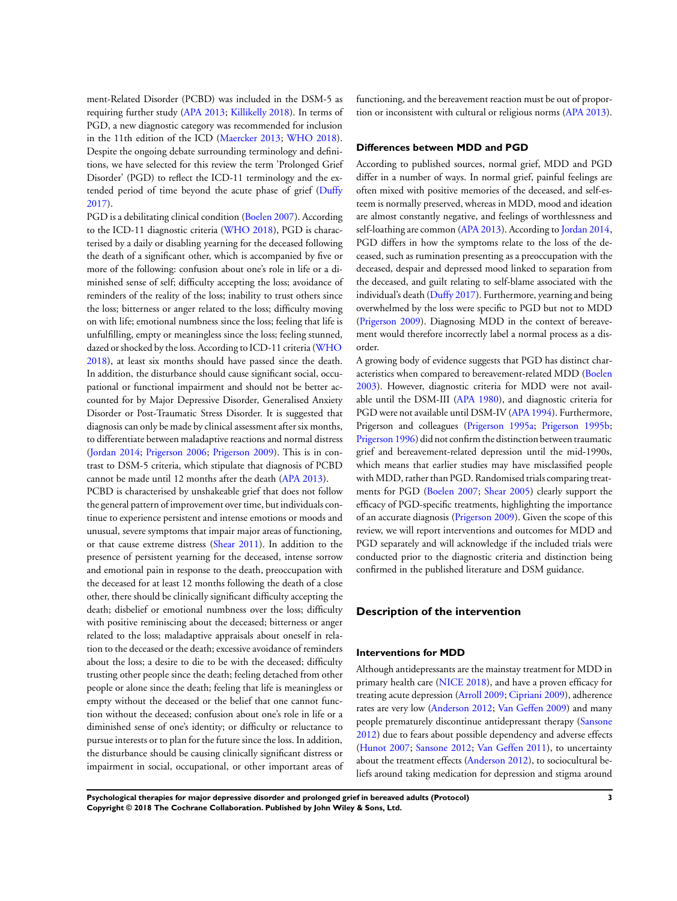ment-Related Disorder (PCBD) was included in the DSM-5 as requiring further study (APA 2013; Killikelly 2018). In terms of PGD, a new diagnostic category was recommended for inclusion in the 11th edition of the ICD (Maercker 2013; WHO 2018). Despite the ongoing debate surrounding terminology and definitions, we have selected for this review the term 'Prolonged Grief Disorder' (PGD) to reflect the ICD-11 terminology and the extended period of time beyond the acute phase of grief (Duffy 2017).

PGD is a debilitating clinical condition (Boelen 2007). According to the ICD-11 diagnostic criteria (WHO 2018), PGD is characterised by a daily or disabling yearning for the deceased following the death of a significant other, which is accompanied by five or more of the following: confusion about one's role in life or a diminished sense of self; difficulty accepting the loss; avoidance of reminders of the reality of the loss; inability to trust others since the loss; bitterness or anger related to the loss; difficulty moving on with life; emotional numbness since the loss; feeling that life is unfulfilling, empty or meaningless since the loss; feeling stunned, dazed or shocked by the loss. According to ICD-11 criteria (WHO 2018), at least six months should have passed since the death. In addition, the disturbance should cause significant social, occupational or functional impairment and should not be better accounted for by Major Depressive Disorder, Generalised Anxiety Disorder or Post-Traumatic Stress Disorder. It is suggested that diagnosis can only be made by clinical assessment after six months, to differentiate between maladaptive reactions and normal distress (Jordan 2014; Prigerson 2006; Prigerson 2009). This is in contrast to DSM-5 criteria, which stipulate that diagnosis of PCBD cannot be made until 12 months after the death (APA 2013).

PCBD is characterised by unshakeable grief that does not follow the general pattern of improvement over time, but individuals continue to experience persistent and intense emotions or moods and unusual, severe symptoms that impair major areas of functioning, or that cause extreme distress (Shear 2011). In addition to the presence of persistent yearning for the deceased, intense sorrow and emotional pain in response to the death, preoccupation with the deceased for at least 12 months following the death of a close other, there should be clinically significant difficulty accepting the death; disbelief or emotional numbness over the loss; difficulty with positive reminiscing about the deceased; bitterness or anger related to the loss; maladaptive appraisals about oneself in relation to the deceased or the death; excessive avoidance of reminders about the loss; a desire to die to be with the deceased; difficulty trusting other people since the death; feeling detached from other people or alone since the death; feeling that life is meaningless or empty without the deceased or the belief that one cannot function without the deceased; confusion about one's role in life or a diminished sense of one's identity; or difficulty or reluctance to pursue interests or to plan for the future since the loss. In addition, the disturbance should be causing clinically significant distress or impairment in social, occupational, or other important areas of functioning, and the bereavement reaction must be out of proportion or inconsistent with cultural or religious norms (APA 2013).

### Differences between MDD and PGD

According to published sources, normal grief, MDD and PGD differ in a number of ways. In normal grief, painful feelings are often mixed with positive memories of the deceased, and self-esteem is normally preserved, whereas in MDD, mood and ideation are almost constantly negative, and feelings of worthlessness and self-loathing are common (APA 2013). According to Jordan 2014, PGD differs in how the symptoms relate to the loss of the deceased, such as rumination presenting as a preoccupation with the deceased, despair and depressed mood linked to separation from the deceased, and guilt relating to self-blame associated with the individual's death (Duffy 2017). Furthermore, yearning and being overwhelmed by the loss were specific to PGD but not to MDD (Prigerson 2009). Diagnosing MDD in the context of bereavement would therefore incorrectly label a normal process as a disorder.

A growing body of evidence suggests that PGD has distinct characteristics when compared to bereavement-related MDD (Boelen 2003). However, diagnostic criteria for MDD were not available until the DSM-III (APA 1980), and diagnostic criteria for PGD were not available until DSM-IV (APA 1994). Furthermore, Prigerson and colleagues (Prigerson 1995a; Prigerson 1995b; Prigerson 1996) did not confirm the distinction between traumatic grief and bereavement-related depression until the mid-1990s, which means that earlier studies may have misclassified people with MDD, rather than PGD. Randomised trials comparing treatments for PGD (Boelen 2007; Shear 2005) clearly support the efficacy of PGD-specific treatments, highlighting the importance of an accurate diagnosis (Prigerson 2009). Given the scope of this review, we will report interventions and outcomes for MDD and PGD separately and will acknowledge if the included trials were conducted prior to the diagnostic criteria and distinction being confirmed in the published literature and DSM guidance.

## Description of the intervention

### Interventions for MDD

Although antidepressants are the mainstay treatment for MDD in primary health care (NICE 2018), and have a proven efficacy for treating acute depression (Arroll 2009; Cipriani 2009), adherence rates are very low (Anderson 2012; Van Geffen 2009) and many people prematurely discontinue antidepressant therapy (Sansone 2012) due to fears about possible dependency and adverse effects (Hunot 2007; Sansone 2012; Van Geffen 2011), to uncertainty about the treatment effects (Anderson 2012), to sociocultural beliefs around taking medication for depression and stigma around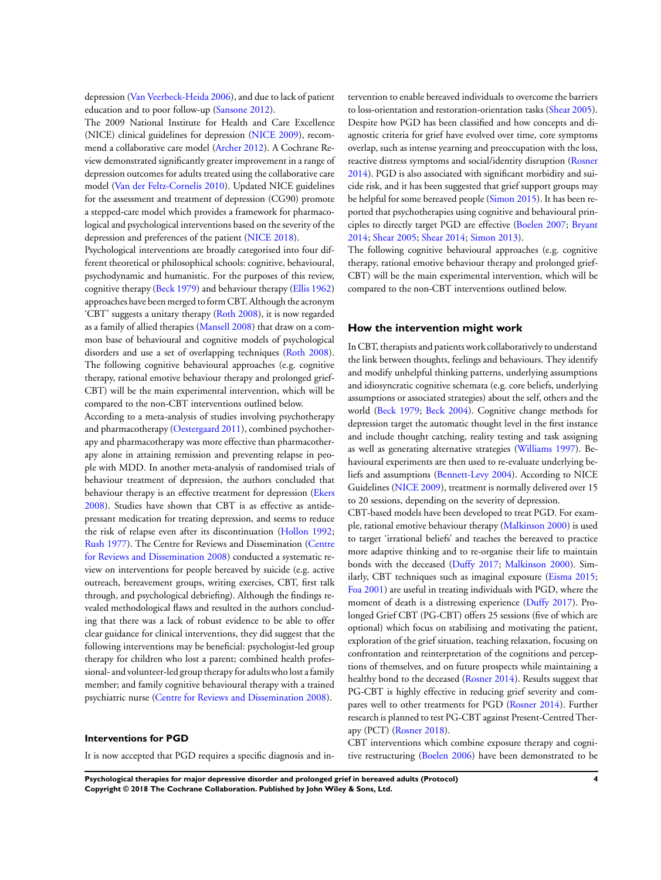depression (Van Veerbeck-Heida 2006), and due to lack of patient education and to poor follow-up (Sansone 2012).

The 2009 National Institute for Health and Care Excellence (NICE) clinical guidelines for depression (NICE 2009), recommend a collaborative care model (Archer 2012). A Cochrane Review demonstrated significantly greater improvement in a range of depression outcomes for adults treated using the collaborative care model (Van der Feltz-Cornelis 2010). Updated NICE guidelines for the assessment and treatment of depression (CG90) promote a stepped-care model which provides a framework for pharmacological and psychological interventions based on the severity of the depression and preferences of the patient (NICE 2018).

Psychological interventions are broadly categorised into four different theoretical or philosophical schools: cognitive, behavioural, psychodynamic and humanistic. For the purposes of this review, cognitive therapy (Beck 1979) and behaviour therapy (Ellis 1962) approaches have been merged to form CBT. Although the acronym 'CBT' suggests a unitary therapy (Roth 2008), it is now regarded as a family of allied therapies (Mansell 2008) that draw on a common base of behavioural and cognitive models of psychological disorders and use a set of overlapping techniques (Roth 2008). The following cognitive behavioural approaches (e.g. cognitive therapy, rational emotive behaviour therapy and prolonged grief-CBT) will be the main experimental intervention, which will be compared to the non-CBT interventions outlined below.

According to a meta-analysis of studies involving psychotherapy and pharmacotherapy (Oestergaard 2011), combined psychotherapy and pharmacotherapy was more effective than pharmacotherapy alone in attaining remission and preventing relapse in people with MDD. In another meta-analysis of randomised trials of behaviour treatment of depression, the authors concluded that behaviour therapy is an effective treatment for depression (Ekers 2008). Studies have shown that CBT is as effective as antidepressant medication for treating depression, and seems to reduce the risk of relapse even after its discontinuation (Hollon 1992; Rush 1977). The Centre for Reviews and Dissemination (Centre for Reviews and Dissemination 2008) conducted a systematic review on interventions for people bereaved by suicide (e.g. active outreach, bereavement groups, writing exercises, CBT, first talk through, and psychological debriefing). Although the findings revealed methodological flaws and resulted in the authors concluding that there was a lack of robust evidence to be able to offer clear guidance for clinical interventions, they did suggest that the following interventions may be beneficial: psychologist-led group therapy for children who lost a parent; combined health professional- and volunteer-led group therapy for adults who lost a family member; and family cognitive behavioural therapy with a trained psychiatric nurse (Centre for Reviews and Dissemination 2008).

### Interventions for PGD

It is now accepted that PGD requires a specific diagnosis and intervention to enable bereaved individuals to overcome the barriers to loss-orientation and restoration-orientation tasks (Shear 2005). Despite how PGD has been classified and how concepts and diagnostic criteria for grief have evolved over time, core symptoms overlap, such as intense yearning and preoccupation with the loss, reactive distress symptoms and social/identity disruption (Rosner 2014). PGD is also associated with significant morbidity and suicide risk, and it has been suggested that grief support groups may be helpful for some bereaved people (Simon 2015). It has been reported that psychotherapies using cognitive and behavioural principles to directly target PGD are effective (Boelen 2007; Bryant 2014; Shear 2005; Shear 2014; Simon 2013).

The following cognitive behavioural approaches (e.g. cognitive therapy, rational emotive behaviour therapy and prolonged grief-CBT) will be the main experimental intervention, which will be compared to the non-CBT interventions outlined below.

## How the intervention might work

In CBT, therapists and patients work collaboratively to understand the link between thoughts, feelings and behaviours. They identify and modify unhelpful thinking patterns, underlying assumptions and idiosyncratic cognitive schemata (e.g. core beliefs, underlying assumptions or associated strategies) about the self, others and the world (Beck 1979; Beck 2004). Cognitive change methods for depression target the automatic thought level in the first instance and include thought catching, reality testing and task assigning as well as generating alternative strategies (Williams 1997). Behavioural experiments are then used to re-evaluate underlying beliefs and assumptions (Bennett-Levy 2004). According to NICE Guidelines (NICE 2009), treatment is normally delivered over 15 to 20 sessions, depending on the severity of depression.

CBT-based models have been developed to treat PGD. For example, rational emotive behaviour therapy (Malkinson 2000) is used to target 'irrational beliefs' and teaches the bereaved to practice more adaptive thinking and to re-organise their life to maintain bonds with the deceased (Duffy 2017; Malkinson 2000). Similarly, CBT techniques such as imaginal exposure (Eisma 2015; Foa 2001) are useful in treating individuals with PGD, where the moment of death is a distressing experience (Duffy 2017). Prolonged Grief CBT (PG-CBT) offers 25 sessions (five of which are optional) which focus on stabilising and motivating the patient, exploration of the grief situation, teaching relaxation, focusing on confrontation and reinterpretation of the cognitions and perceptions of themselves, and on future prospects while maintaining a healthy bond to the deceased (Rosner 2014). Results suggest that PG-CBT is highly effective in reducing grief severity and compares well to other treatments for PGD (Rosner 2014). Further research is planned to test PG-CBT against Present-Centred Therapy (PCT) (Rosner 2018).

CBT interventions which combine exposure therapy and cognitive restructuring (Boelen 2006) have been demonstrated to be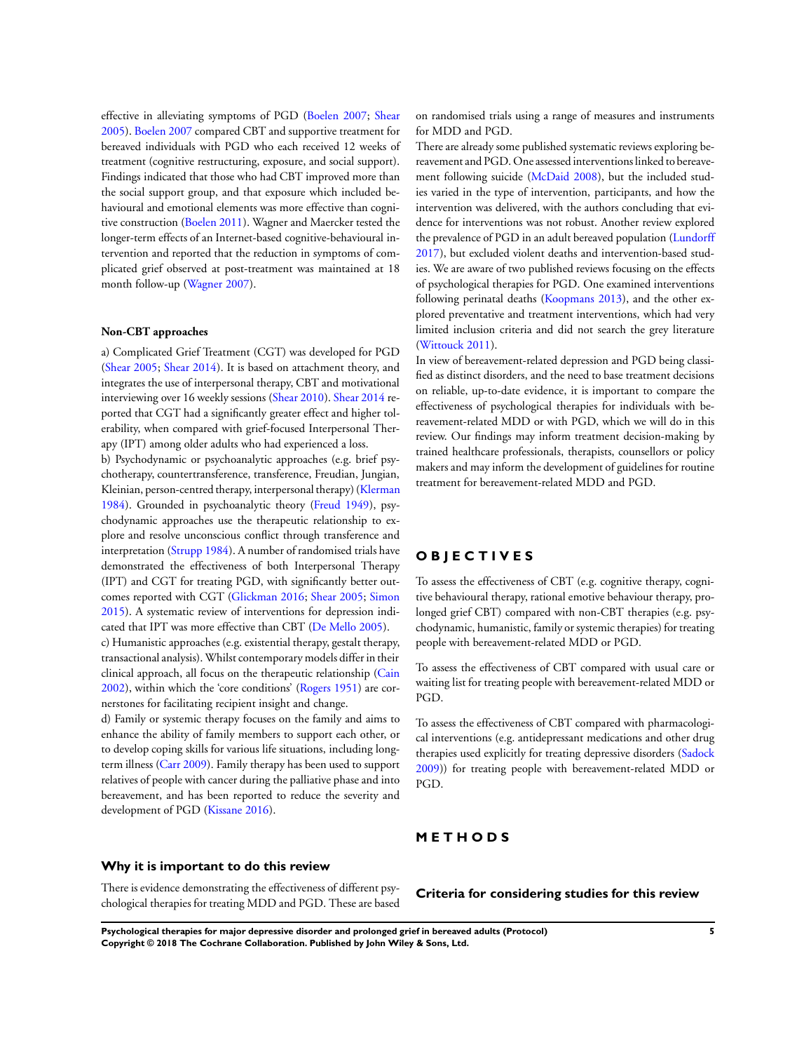effective in alleviating symptoms of PGD (Boelen 2007; Shear 2005). Boelen 2007 compared CBT and supportive treatment for bereaved individuals with PGD who each received 12 weeks of treatment (cognitive restructuring, exposure, and social support). Findings indicated that those who had CBT improved more than the social support group, and that exposure which included behavioural and emotional elements was more effective than cognitive construction (Boelen 2011). Wagner and Maercker tested the longer-term effects of an Internet-based cognitive-behavioural intervention and reported that the reduction in symptoms of complicated grief observed at post-treatment was maintained at 18 month follow-up (Wagner 2007).

#### Non-CBT approaches

a) Complicated Grief Treatment (CGT) was developed for PGD (Shear 2005; Shear 2014). It is based on attachment theory, and integrates the use of interpersonal therapy, CBT and motivational interviewing over 16 weekly sessions (Shear 2010). Shear 2014 reported that CGT had a significantly greater effect and higher tolerability, when compared with grief-focused Interpersonal Therapy (IPT) among older adults who had experienced a loss.

b) Psychodynamic or psychoanalytic approaches (e.g. brief psychotherapy, countertransference, transference, Freudian, Jungian, Kleinian, person-centred therapy, interpersonal therapy) (Klerman 1984). Grounded in psychoanalytic theory (Freud 1949), psychodynamic approaches use the therapeutic relationship to explore and resolve unconscious conflict through transference and interpretation (Strupp 1984). A number of randomised trials have demonstrated the effectiveness of both Interpersonal Therapy (IPT) and CGT for treating PGD, with significantly better outcomes reported with CGT (Glickman 2016; Shear 2005; Simon 2015). A systematic review of interventions for depression indicated that IPT was more effective than CBT (De Mello 2005).

c) Humanistic approaches (e.g. existential therapy, gestalt therapy, transactional analysis). Whilst contemporary models differ in their clinical approach, all focus on the therapeutic relationship (Cain 2002), within which the 'core conditions' (Rogers 1951) are cornerstones for facilitating recipient insight and change.

d) Family or systemic therapy focuses on the family and aims to enhance the ability of family members to support each other, or to develop coping skills for various life situations, including long-term illness (Carr 2009). Family therapy has been used to support relatives of people with cancer during the palliative phase and into bereavement, and has been reported to reduce the severity and development of PGD (Kissane 2016).

### Why it is important to do this review

There is evidence demonstrating the effectiveness of different psychological therapies for treating MDD and PGD. These are based on randomised trials using a range of measures and instruments for MDD and PGD.

There are already some published systematic reviews exploring bereavement and PGD. One assessed interventions linked to bereavement following suicide (McDaid 2008), but the included studies varied in the type of intervention, participants, and how the intervention was delivered, with the authors concluding that evidence for interventions was not robust. Another review explored the prevalence of PGD in an adult bereaved population (Lundorff 2017), but excluded violent deaths and intervention-based studies. We are aware of two published reviews focusing on the effects of psychological therapies for PGD. One examined interventions following perinatal deaths (Koopmans 2013), and the other explored preventative and treatment interventions, which had very limited inclusion criteria and did not search the grey literature (Wittouck 2011).

In view of bereavement-related depression and PGD being classified as distinct disorders, and the need to base treatment decisions on reliable, up-to-date evidence, it is important to compare the effectiveness of psychological therapies for individuals with bereavement-related MDD or with PGD, which we will do in this review. Our findings may inform treatment decision-making by trained healthcare professionals, therapists, counsellors or policy makers and may inform the development of guidelines for routine treatment for bereavement-related MDD and PGD.

# OBJECTIVES

To assess the effectiveness of CBT (e.g. cognitive therapy, cognitive behavioural therapy, rational emotive behaviour therapy, prolonged grief CBT) compared with non-CBT therapies (e.g. psychodynamic, humanistic, family or systemic therapies) for treating people with bereavement-related MDD or PGD.

To assess the effectiveness of CBT compared with usual care or waiting list for treating people with bereavement-related MDD or PGD.

To assess the effectiveness of CBT compared with pharmacological interventions (e.g. antidepressant medications and other drug therapies used explicitly for treating depressive disorders (Sadock 2009)) for treating people with bereavement-related MDD or PGD.

# METHODS

### Criteria for considering studies for this review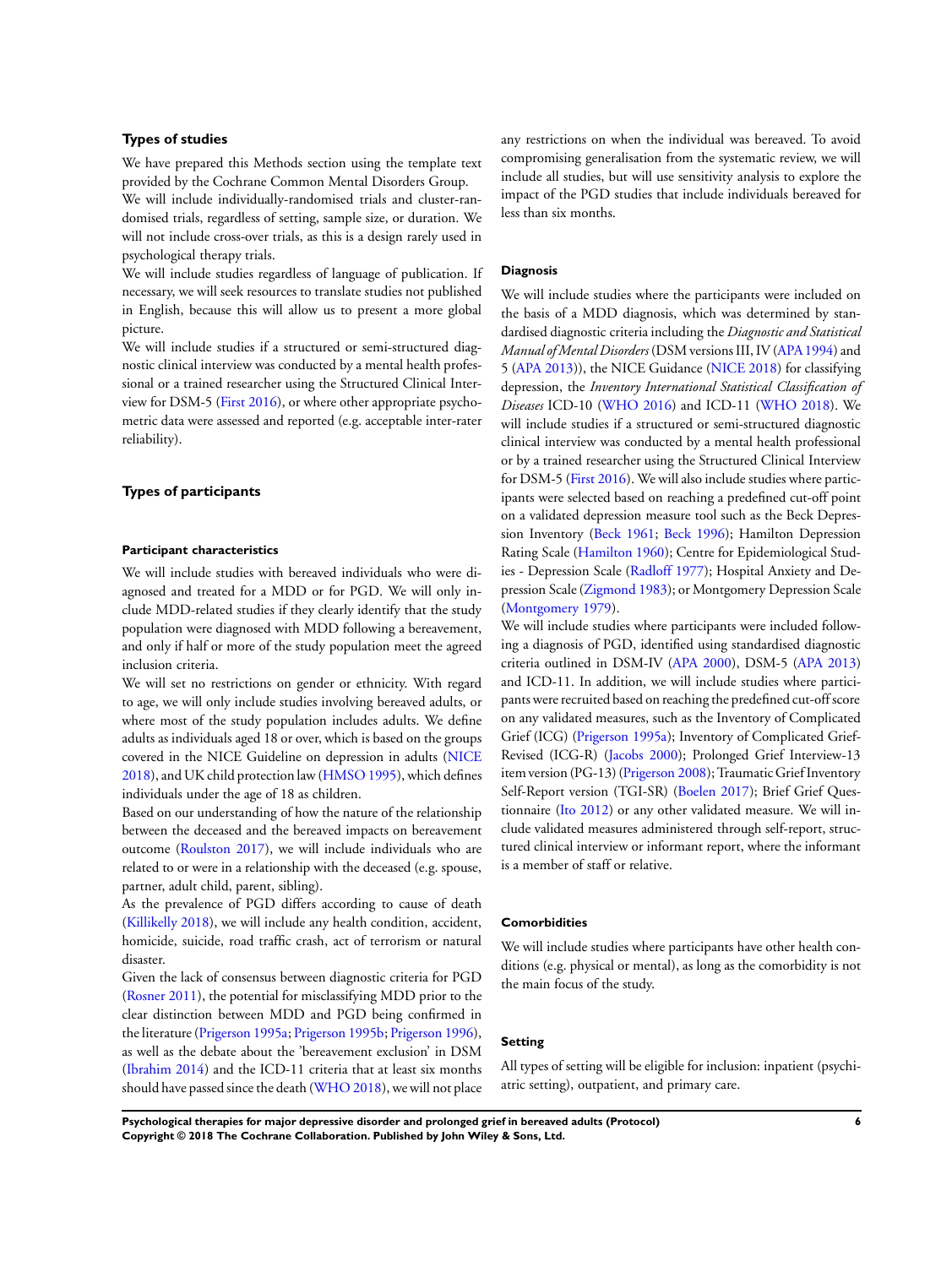### Types of studies

We have prepared this Methods section using the template text provided by the Cochrane Common Mental Disorders Group.

We will include individually-randomised trials and cluster-randomised trials, regardless of setting, sample size, or duration. We will not include cross-over trials, as this is a design rarely used in psychological therapy trials.

We will include studies regardless of language of publication. If necessary, we will seek resources to translate studies not published in English, because this will allow us to present a more global picture.

We will include studies if a structured or semi-structured diagnostic clinical interview was conducted by a mental health professional or a trained researcher using the Structured Clinical Interview for DSM-5 (First 2016), or where other appropriate psychometric data were assessed and reported (e.g. acceptable inter-rater reliability).

### Types of participants

#### Participant characteristics

We will include studies with bereaved individuals who were diagnosed and treated for a MDD or for PGD. We will only include MDD-related studies if they clearly identify that the study population were diagnosed with MDD following a bereavement, and only if half or more of the study population meet the agreed inclusion criteria.

We will set no restrictions on gender or ethnicity. With regard to age, we will only include studies involving bereaved adults, or where most of the study population includes adults. We define adults as individuals aged 18 or over, which is based on the groups covered in the NICE Guideline on depression in adults (NICE 2018), and UK child protection law (HMSO 1995), which defines individuals under the age of 18 as children.

Based on our understanding of how the nature of the relationship between the deceased and the bereaved impacts on bereavement outcome (Roulston 2017), we will include individuals who are related to or were in a relationship with the deceased (e.g. spouse, partner, adult child, parent, sibling).

As the prevalence of PGD differs according to cause of death (Killikelly 2018), we will include any health condition, accident, homicide, suicide, road traffic crash, act of terrorism or natural disaster.

Given the lack of consensus between diagnostic criteria for PGD (Rosner 2011), the potential for misclassifying MDD prior to the clear distinction between MDD and PGD being confirmed in the literature (Prigerson 1995a; Prigerson 1995b; Prigerson 1996), as well as the debate about the 'bereavement exclusion' in DSM (Ibrahim 2014) and the ICD-11 criteria that at least six months should have passed since the death (WHO 2018), we will not place any restrictions on when the individual was bereaved. To avoid compromising generalisation from the systematic review, we will include all studies, but will use sensitivity analysis to explore the impact of the PGD studies that include individuals bereaved for less than six months.

#### Diagnosis

We will include studies where the participants were included on the basis of a MDD diagnosis, which was determined by standardised diagnostic criteria including the *Diagnostic and Statistical Manual of Mental Disorders* (DSM versions III, IV (APA 1994) and 5 (APA 2013)), the NICE Guidance (NICE 2018) for classifying depression, the *Inventory International Statistical Classification of Diseases* ICD-10 (WHO 2016) and ICD-11 (WHO 2018). We will include studies if a structured or semi-structured diagnostic clinical interview was conducted by a mental health professional or by a trained researcher using the Structured Clinical Interview for DSM-5 (First 2016). We will also include studies where participants were selected based on reaching a predefined cut-off point on a validated depression measure tool such as the Beck Depression Inventory (Beck 1961; Beck 1996); Hamilton Depression Rating Scale (Hamilton 1960); Centre for Epidemiological Studies - Depression Scale (Radloff 1977); Hospital Anxiety and Depression Scale (Zigmond 1983); or Montgomery Depression Scale (Montgomery 1979).

We will include studies where participants were included following a diagnosis of PGD, identified using standardised diagnostic criteria outlined in DSM-IV (APA 2000), DSM-5 (APA 2013) and ICD-11. In addition, we will include studies where participants were recruited based on reaching the predefined cut-off score on any validated measures, such as the Inventory of Complicated Grief (ICG) (Prigerson 1995a); Inventory of Complicated Grief-Revised (ICG-R) (Jacobs 2000); Prolonged Grief Interview-13 item version (PG-13) (Prigerson 2008); Traumatic Grief Inventory Self-Report version (TGI-SR) (Boelen 2017); Brief Grief Questionnaire (Ito 2012) or any other validated measure. We will include validated measures administered through self-report, structured clinical interview or informant report, where the informant is a member of staff or relative.

#### Comorbidities

We will include studies where participants have other health conditions (e.g. physical or mental), as long as the comorbidity is not the main focus of the study.

#### Setting

All types of setting will be eligible for inclusion: inpatient (psychiatric setting), outpatient, and primary care.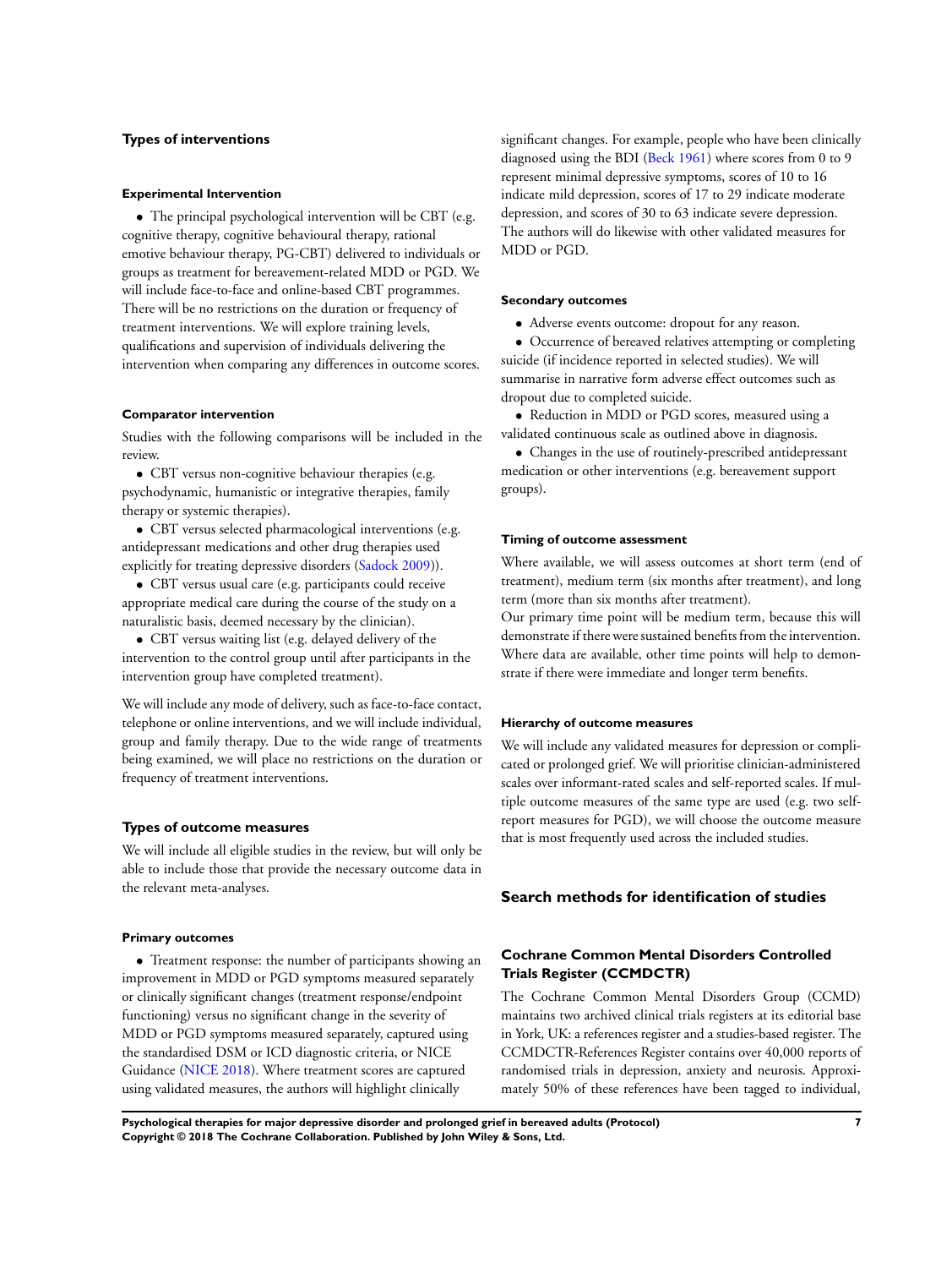### Types of interventions

#### Experimental Intervention

- The principal psychological intervention will be CBT (e.g. cognitive therapy, cognitive behavioural therapy, rational emotive behaviour therapy, PG-CBT) delivered to individuals or groups as treatment for bereavement-related MDD or PGD. We will include face-to-face and online-based CBT programmes. There will be no restrictions on the duration or frequency of treatment interventions. We will explore training levels, qualifications and supervision of individuals delivering the intervention when comparing any differences in outcome scores.

#### Comparator intervention

Studies with the following comparisons will be included in the review.

- CBT versus non-cognitive behaviour therapies (e.g. psychodynamic, humanistic or integrative therapies, family therapy or systemic therapies).
- CBT versus selected pharmacological interventions (e.g. antidepressant medications and other drug therapies used explicitly for treating depressive disorders (Sadock 2009)).
- CBT versus usual care (e.g. participants could receive appropriate medical care during the course of the study on a naturalistic basis, deemed necessary by the clinician).
- CBT versus waiting list (e.g. delayed delivery of the intervention to the control group until after participants in the intervention group have completed treatment).

We will include any mode of delivery, such as face-to-face contact, telephone or online interventions, and we will include individual, group and family therapy. Due to the wide range of treatments being examined, we will place no restrictions on the duration or frequency of treatment interventions.

### Types of outcome measures

We will include all eligible studies in the review, but will only be able to include those that provide the necessary outcome data in the relevant meta-analyses.

#### Primary outcomes

- Treatment response: the number of participants showing an improvement in MDD or PGD symptoms measured separately or clinically significant changes (treatment response/endpoint functioning) versus no significant change in the severity of MDD or PGD symptoms measured separately, captured using the standardised DSM or ICD diagnostic criteria, or NICE Guidance (NICE 2018). Where treatment scores are captured using validated measures, the authors will highlight clinically significant changes. For example, people who have been clinically diagnosed using the BDI (Beck 1961) where scores from 0 to 9 represent minimal depressive symptoms, scores of 10 to 16 indicate mild depression, scores of 17 to 29 indicate moderate depression, and scores of 30 to 63 indicate severe depression. The authors will do likewise with other validated measures for MDD or PGD.

#### Secondary outcomes

- Adverse events outcome: dropout for any reason.
- Occurrence of bereaved relatives attempting or completing suicide (if incidence reported in selected studies). We will summarise in narrative form adverse effect outcomes such as dropout due to completed suicide.
- Reduction in MDD or PGD scores, measured using a validated continuous scale as outlined above in diagnosis.
- Changes in the use of routinely-prescribed antidepressant medication or other interventions (e.g. bereavement support groups).

#### Timing of outcome assessment

Where available, we will assess outcomes at short term (end of treatment), medium term (six months after treatment), and long term (more than six months after treatment).

Our primary time point will be medium term, because this will demonstrate if there were sustained benefits from the intervention. Where data are available, other time points will help to demonstrate if there were immediate and longer term benefits.

#### Hierarchy of outcome measures

We will include any validated measures for depression or complicated or prolonged grief. We will prioritise clinician-administered scales over informant-rated scales and self-reported scales. If multiple outcome measures of the same type are used (e.g. two self-report measures for PGD), we will choose the outcome measure that is most frequently used across the included studies.

## Search methods for identification of studies

### Cochrane Common Mental Disorders Controlled Trials Register (CCMDCTR)

The Cochrane Common Mental Disorders Group (CCMD) maintains two archived clinical trials registers at its editorial base in York, UK: a references register and a studies-based register. The CCMDCTR-References Register contains over 40,000 reports of randomised trials in depression, anxiety and neurosis. Approximately 50% of these references have been tagged to individual,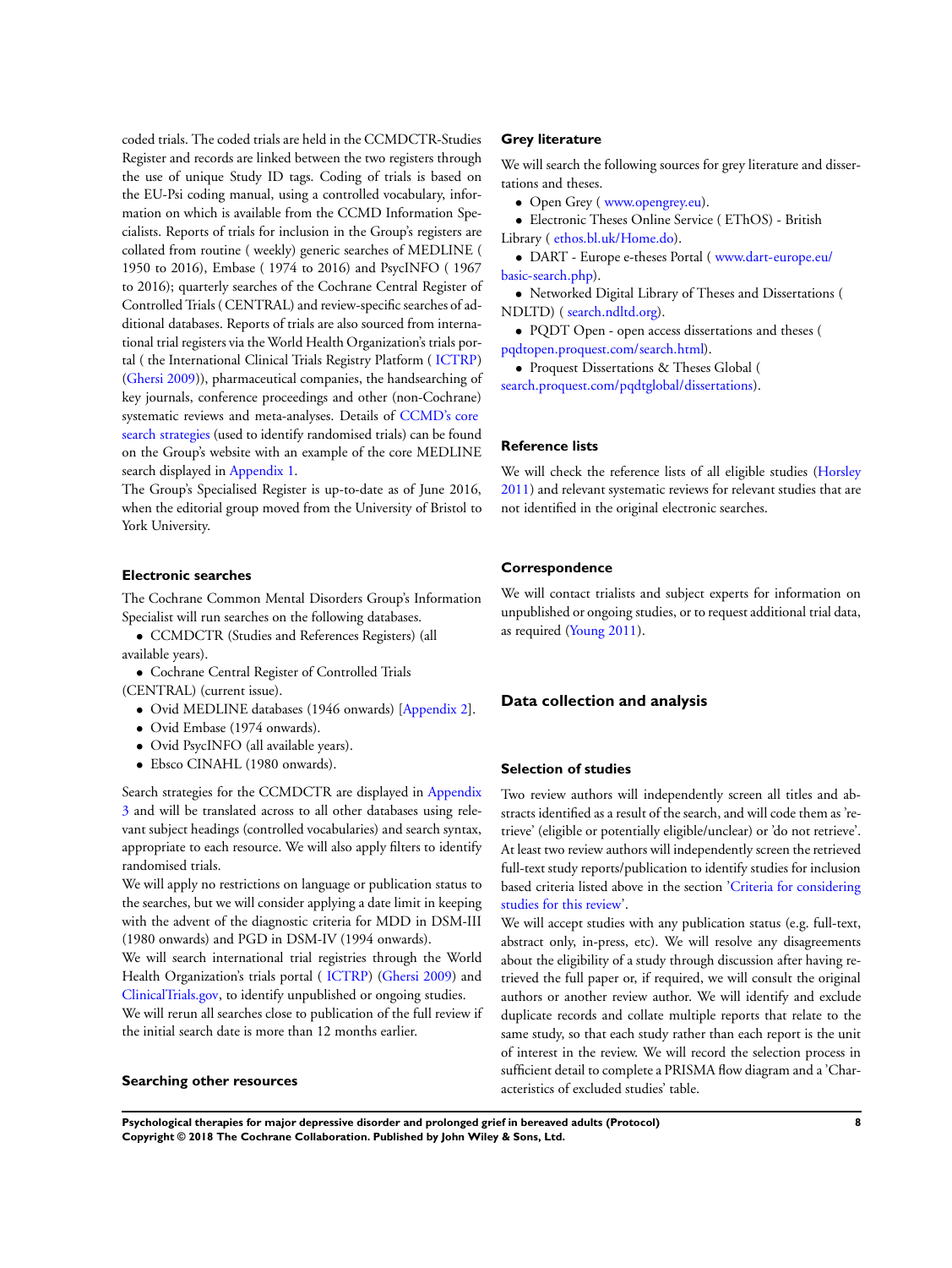coded trials. The coded trials are held in the CCMDCTR-Studies Register and records are linked between the two registers through the use of unique Study ID tags. Coding of trials is based on the EU-Psi coding manual, using a controlled vocabulary, information on which is available from the CCMD Information Specialists. Reports of trials for inclusion in the Group's registers are collated from routine ( weekly) generic searches of MEDLINE ( 1950 to 2016), Embase ( 1974 to 2016) and PsycINFO ( 1967 to 2016); quarterly searches of the Cochrane Central Register of Controlled Trials ( CENTRAL) and review-specific searches of additional databases. Reports of trials are also sourced from international trial registers via the World Health Organization's trials portal ( the International Clinical Trials Registry Platform ( ICTRP) (Ghersi 2009)), pharmaceutical companies, the handsearching of key journals, conference proceedings and other (non-Cochrane) systematic reviews and meta-analyses. Details of CCMD's core search strategies (used to identify randomised trials) can be found on the Group's website with an example of the core MEDLINE search displayed in Appendix 1.

The Group's Specialised Register is up-to-date as of June 2016, when the editorial group moved from the University of Bristol to York University.

#### Electronic searches

The Cochrane Common Mental Disorders Group's Information Specialist will run searches on the following databases.

- CCMDCTR (Studies and References Registers) (all available years).
- Cochrane Central Register of Controlled Trials (CENTRAL) (current issue).
- Ovid MEDLINE databases (1946 onwards) [Appendix 2].
- Ovid Embase (1974 onwards).
- Ovid PsycINFO (all available years).
- Ebsco CINAHL (1980 onwards).

Search strategies for the CCMDCTR are displayed in Appendix 3 and will be translated across to all other databases using relevant subject headings (controlled vocabularies) and search syntax, appropriate to each resource. We will also apply filters to identify randomised trials.

We will apply no restrictions on language or publication status to the searches, but we will consider applying a date limit in keeping with the advent of the diagnostic criteria for MDD in DSM-III (1980 onwards) and PGD in DSM-IV (1994 onwards).

We will search international trial registries through the World Health Organization's trials portal ( ICTRP) (Ghersi 2009) and ClinicalTrials.gov, to identify unpublished or ongoing studies.

We will rerun all searches close to publication of the full review if the initial search date is more than 12 months earlier.

#### Searching other resources

#### Grey literature

We will search the following sources for grey literature and dissertations and theses.

- Open Grey ( www.opengrey.eu).
- Electronic Theses Online Service ( EThOS) - British Library ( ethos.bl.uk/Home.do).
- DART - Europe e-theses Portal ( www.dart-europe.eu/basic-search.php).
- Networked Digital Library of Theses and Dissertations ( NDLTD) ( search.ndltd.org).
- PQDT Open - open access dissertations and theses ( pqdtopen.proquest.com/search.html).
- Proquest Dissertations & Theses Global ( search.proquest.com/pqdtglobal/dissertations).

#### Reference lists

We will check the reference lists of all eligible studies (Horsley 2011) and relevant systematic reviews for relevant studies that are not identified in the original electronic searches.

#### Correspondence

We will contact trialists and subject experts for information on unpublished or ongoing studies, or to request additional trial data, as required (Young 2011).

### Data collection and analysis

#### Selection of studies

Two review authors will independently screen all titles and abstracts identified as a result of the search, and will code them as 'retrieve' (eligible or potentially eligible/unclear) or 'do not retrieve'. At least two review authors will independently screen the retrieved full-text study reports/publication to identify studies for inclusion based criteria listed above in the section 'Criteria for considering studies for this review'.

We will accept studies with any publication status (e.g. full-text, abstract only, in-press, etc). We will resolve any disagreements about the eligibility of a study through discussion after having retrieved the full paper or, if required, we will consult the original authors or another review author. We will identify and exclude duplicate records and collate multiple reports that relate to the same study, so that each study rather than each report is the unit of interest in the review. We will record the selection process in sufficient detail to complete a PRISMA flow diagram and a 'Characteristics of excluded studies' table.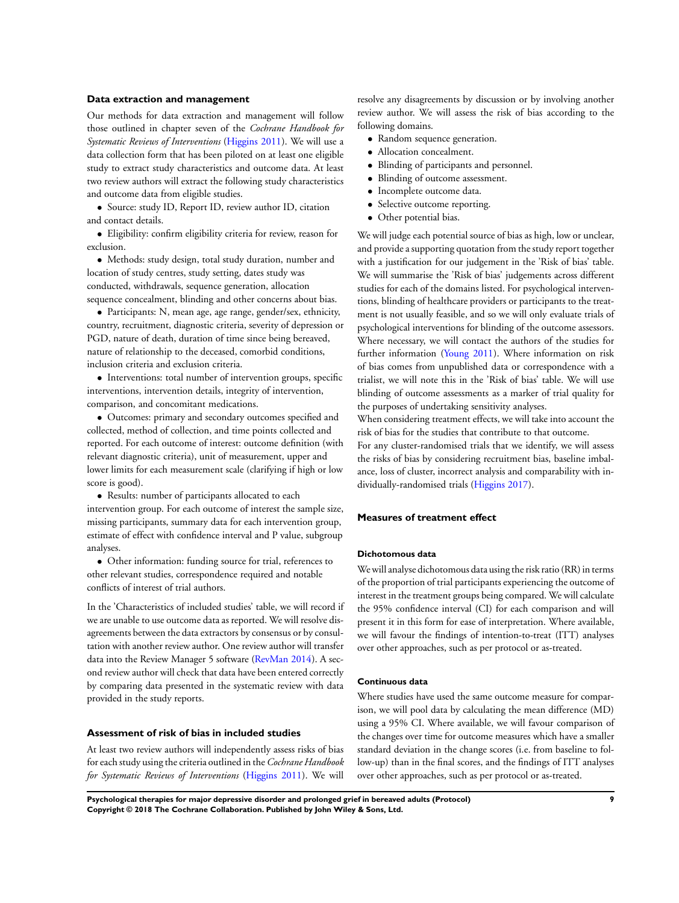### Data extraction and management

Our methods for data extraction and management will follow those outlined in chapter seven of the *Cochrane Handbook for Systematic Reviews of Interventions* (Higgins 2011). We will use a data collection form that has been piloted on at least one eligible study to extract study characteristics and outcome data. At least two review authors will extract the following study characteristics and outcome data from eligible studies.

- Source: study ID, Report ID, review author ID, citation and contact details.
- Eligibility: confirm eligibility criteria for review, reason for exclusion.
- Methods: study design, total study duration, number and location of study centres, study setting, dates study was conducted, withdrawals, sequence generation, allocation sequence concealment, blinding and other concerns about bias.
- Participants: N, mean age, age range, gender/sex, ethnicity, country, recruitment, diagnostic criteria, severity of depression or PGD, nature of death, duration of time since being bereaved, nature of relationship to the deceased, comorbid conditions, inclusion criteria and exclusion criteria.
- Interventions: total number of intervention groups, specific interventions, intervention details, integrity of intervention, comparison, and concomitant medications.
- Outcomes: primary and secondary outcomes specified and collected, method of collection, and time points collected and reported. For each outcome of interest: outcome definition (with relevant diagnostic criteria), unit of measurement, upper and lower limits for each measurement scale (clarifying if high or low score is good).
- Results: number of participants allocated to each intervention group. For each outcome of interest the sample size, missing participants, summary data for each intervention group, estimate of effect with confidence interval and P value, subgroup analyses.
- Other information: funding source for trial, references to other relevant studies, correspondence required and notable conflicts of interest of trial authors.

In the 'Characteristics of included studies' table, we will record if we are unable to use outcome data as reported. We will resolve disagreements between the data extractors by consensus or by consultation with another review author. One review author will transfer data into the Review Manager 5 software (RevMan 2014). A second review author will check that data have been entered correctly by comparing data presented in the systematic review with data provided in the study reports.

### Assessment of risk of bias in included studies

At least two review authors will independently assess risks of bias for each study using the criteria outlined in the *Cochrane Handbook for Systematic Reviews of Interventions* (Higgins 2011). We will resolve any disagreements by discussion or by involving another review author. We will assess the risk of bias according to the following domains.

- Random sequence generation.
- Allocation concealment.
- Blinding of participants and personnel.
- Blinding of outcome assessment.
- Incomplete outcome data.
- Selective outcome reporting.
- Other potential bias.

We will judge each potential source of bias as high, low or unclear, and provide a supporting quotation from the study report together with a justification for our judgement in the 'Risk of bias' table. We will summarise the 'Risk of bias' judgements across different studies for each of the domains listed. For psychological interventions, blinding of healthcare providers or participants to the treatment is not usually feasible, and so we will only evaluate trials of psychological interventions for blinding of the outcome assessors. Where necessary, we will contact the authors of the studies for further information (Young 2011). Where information on risk of bias comes from unpublished data or correspondence with a trialist, we will note this in the 'Risk of bias' table. We will use blinding of outcome assessments as a marker of trial quality for the purposes of undertaking sensitivity analyses.

When considering treatment effects, we will take into account the risk of bias for the studies that contribute to that outcome.

For any cluster-randomised trials that we identify, we will assess the risks of bias by considering recruitment bias, baseline imbalance, loss of cluster, incorrect analysis and comparability with individually-randomised trials (Higgins 2017).

### Measures of treatment effect

#### Dichotomous data

We will analyse dichotomous data using the risk ratio (RR) in terms of the proportion of trial participants experiencing the outcome of interest in the treatment groups being compared. We will calculate the 95% confidence interval (CI) for each comparison and will present it in this form for ease of interpretation. Where available, we will favour the findings of intention-to-treat (ITT) analyses over other approaches, such as per protocol or as-treated.

#### Continuous data

Where studies have used the same outcome measure for comparison, we will pool data by calculating the mean difference (MD) using a 95% CI. Where available, we will favour comparison of the changes over time for outcome measures which have a smaller standard deviation in the change scores (i.e. from baseline to follow-up) than in the final scores, and the findings of ITT analyses over other approaches, such as per protocol or as-treated.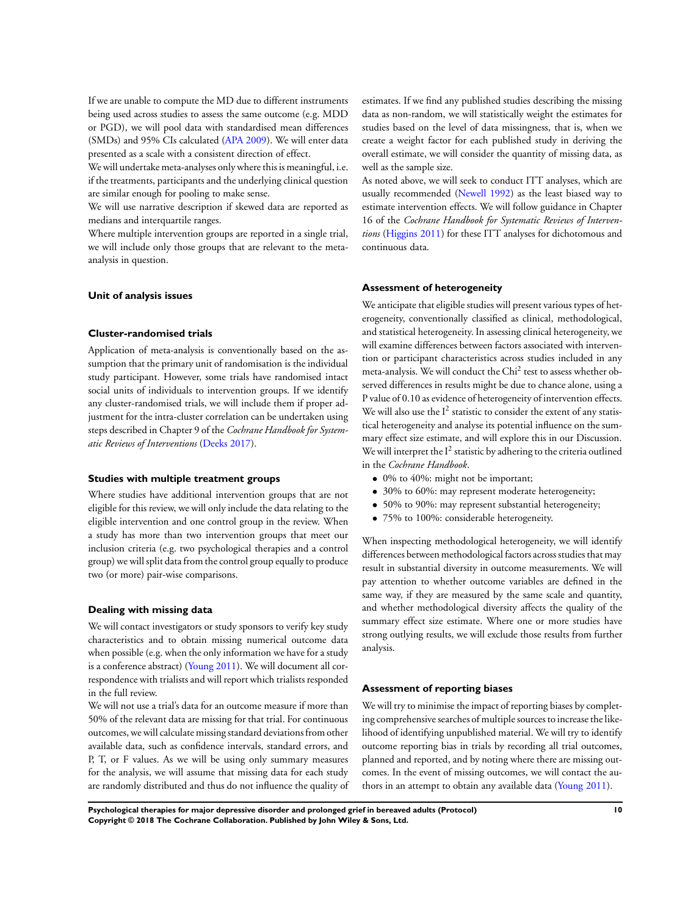If we are unable to compute the MD due to different instruments being used across studies to assess the same outcome (e.g. MDD or PGD), we will pool data with standardised mean differences (SMDs) and 95% CIs calculated (APA 2009). We will enter data presented as a scale with a consistent direction of effect.

We will undertake meta-analyses only where this is meaningful, i.e. if the treatments, participants and the underlying clinical question are similar enough for pooling to make sense.

We will use narrative description if skewed data are reported as medians and interquartile ranges.

Where multiple intervention groups are reported in a single trial, we will include only those groups that are relevant to the meta-analysis in question.

### Unit of analysis issues

#### Cluster-randomised trials

Application of meta-analysis is conventionally based on the assumption that the primary unit of randomisation is the individual study participant. However, some trials have randomised intact social units of individuals to intervention groups. If we identify any cluster-randomised trials, we will include them if proper adjustment for the intra-cluster correlation can be undertaken using steps described in Chapter 9 of the *Cochrane Handbook for Systematic Reviews of Interventions* (Deeks 2017).

#### Studies with multiple treatment groups

Where studies have additional intervention groups that are not eligible for this review, we will only include the data relating to the eligible intervention and one control group in the review. When a study has more than two intervention groups that meet our inclusion criteria (e.g. two psychological therapies and a control group) we will split data from the control group equally to produce two (or more) pair-wise comparisons.

### Dealing with missing data

We will contact investigators or study sponsors to verify key study characteristics and to obtain missing numerical outcome data when possible (e.g. when the only information we have for a study is a conference abstract) (Young 2011). We will document all correspondence with trialists and will report which trialists responded in the full review.

We will not use a trial's data for an outcome measure if more than 50% of the relevant data are missing for that trial. For continuous outcomes, we will calculate missing standard deviations from other available data, such as confidence intervals, standard errors, and P, T, or F values. As we will be using only summary measures for the analysis, we will assume that missing data for each study are randomly distributed and thus do not influence the quality of estimates. If we find any published studies describing the missing data as non-random, we will statistically weight the estimates for studies based on the level of data missingness, that is, when we create a weight factor for each published study in deriving the overall estimate, we will consider the quantity of missing data, as well as the sample size.

As noted above, we will seek to conduct ITT analyses, which are usually recommended (Newell 1992) as the least biased way to estimate intervention effects. We will follow guidance in Chapter 16 of the *Cochrane Handbook for Systematic Reviews of Interventions* (Higgins 2011) for these ITT analyses for dichotomous and continuous data.

### Assessment of heterogeneity

We anticipate that eligible studies will present various types of heterogeneity, conventionally classified as clinical, methodological, and statistical heterogeneity. In assessing clinical heterogeneity, we will examine differences between factors associated with intervention or participant characteristics across studies included in any meta-analysis. We will conduct the $Chi^2$ test to assess whether observed differences in results might be due to chance alone, using a P value of 0.10 as evidence of heterogeneity of intervention effects. We will also use the $I^2$ statistic to consider the extent of any statistical heterogeneity and analyse its potential influence on the summary effect size estimate, and will explore this in our Discussion. We will interpret the $I^2$ statistic by adhering to the criteria outlined in the *Cochrane Handbook*.

- 0% to 40%: might not be important;
- 30% to 60%: may represent moderate heterogeneity;
- 50% to 90%: may represent substantial heterogeneity;
- 75% to 100%: considerable heterogeneity.

When inspecting methodological heterogeneity, we will identify differences between methodological factors across studies that may result in substantial diversity in outcome measurements. We will pay attention to whether outcome variables are defined in the same way, if they are measured by the same scale and quantity, and whether methodological diversity affects the quality of the summary effect size estimate. Where one or more studies have strong outlying results, we will exclude those results from further analysis.

### Assessment of reporting biases

We will try to minimise the impact of reporting biases by completing comprehensive searches of multiple sources to increase the likelihood of identifying unpublished material. We will try to identify outcome reporting bias in trials by recording all trial outcomes, planned and reported, and by noting where there are missing outcomes. In the event of missing outcomes, we will contact the authors in an attempt to obtain any available data (Young 2011).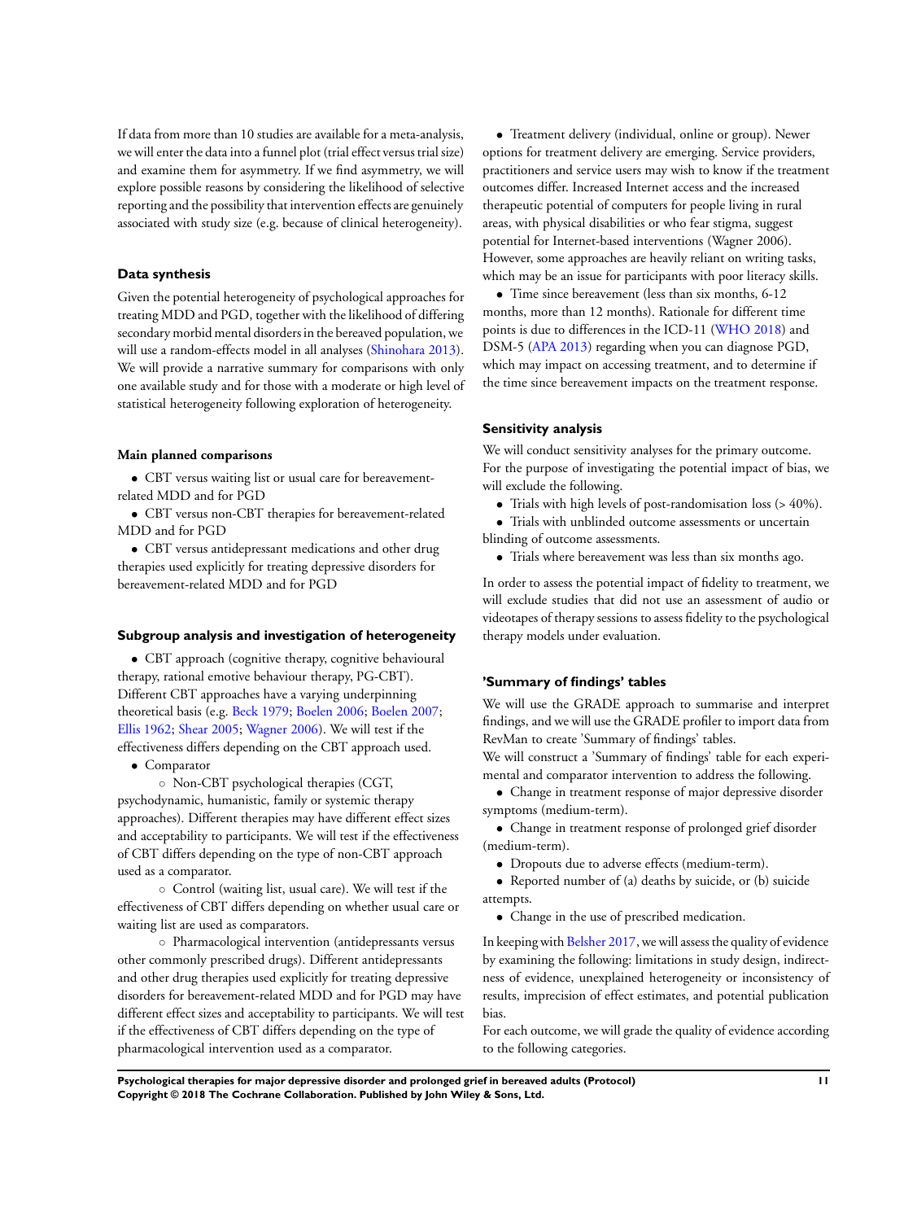If data from more than 10 studies are available for a meta-analysis, we will enter the data into a funnel plot (trial effect versus trial size) and examine them for asymmetry. If we find asymmetry, we will explore possible reasons by considering the likelihood of selective reporting and the possibility that intervention effects are genuinely associated with study size (e.g. because of clinical heterogeneity).

### Data synthesis

Given the potential heterogeneity of psychological approaches for treating MDD and PGD, together with the likelihood of differing secondary morbid mental disorders in the bereaved population, we will use a random-effects model in all analyses (Shinohara 2013). We will provide a narrative summary for comparisons with only one available study and for those with a moderate or high level of statistical heterogeneity following exploration of heterogeneity.

#### Main planned comparisons

- CBT versus waiting list or usual care for bereavement-related MDD and for PGD
- CBT versus non-CBT therapies for bereavement-related MDD and for PGD
- CBT versus antidepressant medications and other drug therapies used explicitly for treating depressive disorders for bereavement-related MDD and for PGD

### Subgroup analysis and investigation of heterogeneity

- CBT approach (cognitive therapy, cognitive behavioural therapy, rational emotive behaviour therapy, PG-CBT). Different CBT approaches have a varying underpinning theoretical basis (e.g. Beck 1979; Boelen 2006; Boelen 2007; Ellis 1962; Shear 2005; Wagner 2006). We will test if the effectiveness differs depending on the CBT approach used.
- Comparator
  - Non-CBT psychological therapies (CGT, psychodynamic, humanistic, family or systemic therapy approaches). Different therapies may have different effect sizes and acceptability to participants. We will test if the effectiveness of CBT differs depending on the type of non-CBT approach used as a comparator.
  - Control (waiting list, usual care). We will test if the effectiveness of CBT differs depending on whether usual care or waiting list are used as comparators.
  - Pharmacological intervention (antidepressants versus other commonly prescribed drugs). Different antidepressants and other drug therapies used explicitly for treating depressive disorders for bereavement-related MDD and for PGD may have different effect sizes and acceptability to participants. We will test if the effectiveness of CBT differs depending on the type of pharmacological intervention used as a comparator.
- Treatment delivery (individual, online or group). Newer options for treatment delivery are emerging. Service providers, practitioners and service users may wish to know if the treatment outcomes differ. Increased Internet access and the increased therapeutic potential of computers for people living in rural areas, with physical disabilities or who fear stigma, suggest potential for Internet-based interventions (Wagner 2006). However, some approaches are heavily reliant on writing tasks, which may be an issue for participants with poor literacy skills.
- Time since bereavement (less than six months, 6-12 months, more than 12 months). Rationale for different time points is due to differences in the ICD-11 (WHO 2018) and DSM-5 (APA 2013) regarding when you can diagnose PGD, which may impact on accessing treatment, and to determine if the time since bereavement impacts on the treatment response.

### Sensitivity analysis

We will conduct sensitivity analyses for the primary outcome. For the purpose of investigating the potential impact of bias, we will exclude the following.

- Trials with high levels of post-randomisation loss (> 40%).
- Trials with unblinded outcome assessments or uncertain blinding of outcome assessments.
- Trials where bereavement was less than six months ago.

In order to assess the potential impact of fidelity to treatment, we will exclude studies that did not use an assessment of audio or videotapes of therapy sessions to assess fidelity to the psychological therapy models under evaluation.

### 'Summary of findings' tables

We will use the GRADE approach to summarise and interpret findings, and we will use the GRADE profiler to import data from RevMan to create 'Summary of findings' tables.
We will construct a 'Summary of findings' table for each experimental and comparator intervention to address the following.

- Change in treatment response of major depressive disorder symptoms (medium-term).
- Change in treatment response of prolonged grief disorder (medium-term).
- Dropouts due to adverse effects (medium-term).
- Reported number of (a) deaths by suicide, or (b) suicide attempts.
- Change in the use of prescribed medication.

In keeping with Belsher 2017, we will assess the quality of evidence by examining the following: limitations in study design, indirectness of evidence, unexplained heterogeneity or inconsistency of results, imprecision of effect estimates, and potential publication bias.
For each outcome, we will grade the quality of evidence according to the following categories.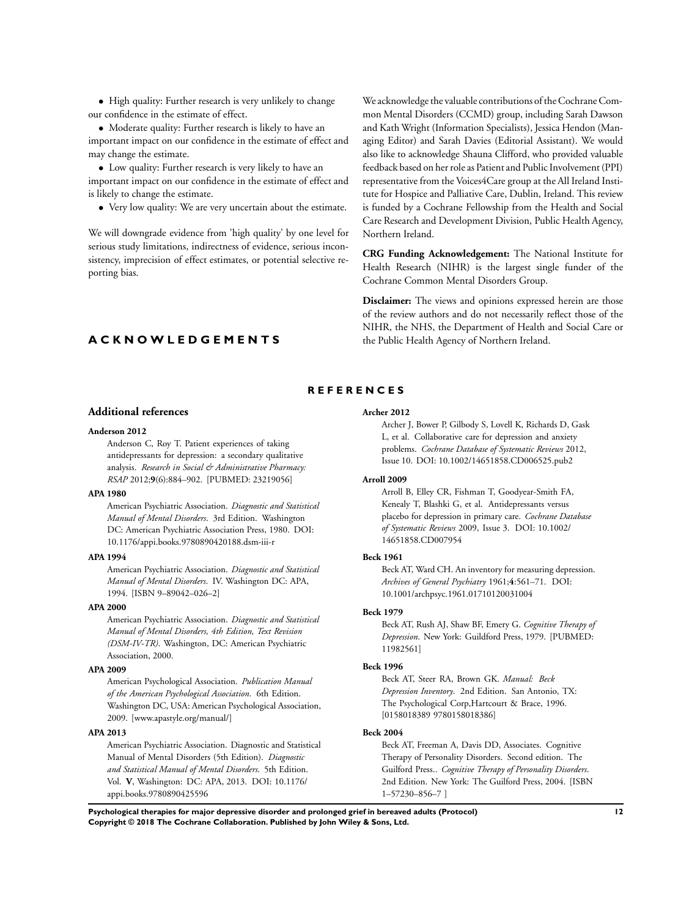- High quality: Further research is very unlikely to change our confidence in the estimate of effect.
- Moderate quality: Further research is likely to have an important impact on our confidence in the estimate of effect and may change the estimate.
- Low quality: Further research is very likely to have an important impact on our confidence in the estimate of effect and is likely to change the estimate.
- Very low quality: We are very uncertain about the estimate.

We will downgrade evidence from 'high quality' by one level for serious study limitations, indirectness of evidence, serious inconsistency, imprecision of effect estimates, or potential selective reporting bias.

# ACKNOWLEDGEMENTS

We acknowledge the valuable contributions of the Cochrane Common Mental Disorders (CCMD) group, including Sarah Dawson and Kath Wright (Information Specialists), Jessica Hendon (Managing Editor) and Sarah Davies (Editorial Assistant). We would also like to acknowledge Shauna Clifford, who provided valuable feedback based on her role as Patient and Public Involvement (PPI) representative from the Voices4Care group at the All Ireland Institute for Hospice and Palliative Care, Dublin, Ireland. This review is funded by a Cochrane Fellowship from the Health and Social Care Research and Development Division, Public Health Agency, Northern Ireland.

**CRG Funding Acknowledgement:** The National Institute for Health Research (NIHR) is the largest single funder of the Cochrane Common Mental Disorders Group.

**Disclaimer:** The views and opinions expressed herein are those of the review authors and do not necessarily reflect those of the NIHR, the NHS, the Department of Health and Social Care or the Public Health Agency of Northern Ireland.

# REFERENCES

## Additional references

**Anderson 2012**
Anderson C, Roy T. Patient experiences of taking antidepressants for depression: a secondary qualitative analysis. *Research in Social & Administrative Pharmacy: RSAP* 2012;**9**(6):884–902. [PUBMED: 23219056]

**APA 1980**
American Psychiatric Association. *Diagnostic and Statistical Manual of Mental Disorders*. 3rd Edition. Washington DC: American Psychiatric Association Press, 1980. DOI: 10.1176/appi.books.9780890420188.dsm-iii-r

**APA 1994**
American Psychiatric Association. *Diagnostic and Statistical Manual of Mental Disorders*. IV. Washington DC: APA, 1994. [ISBN 9–89042–026–2]

**APA 2000**
American Psychiatric Association. *Diagnostic and Statistical Manual of Mental Disorders, 4th Edition, Text Revision (DSM-IV-TR)*. Washington, DC: American Psychiatric Association, 2000.

**APA 2009**
American Psychological Association. *Publication Manual of the American Psychological Association*. 6th Edition. Washington DC, USA: American Psychological Association, 2009. [www.apastyle.org/manual/]

**APA 2013**
American Psychiatric Association. Diagnostic and Statistical Manual of Mental Disorders (5th Edition). *Diagnostic and Statistical Manual of Mental Disorders*. 5th Edition. Vol. **V**, Washington: DC: APA, 2013. DOI: 10.1176/appi.books.9780890425596

**Archer 2012**
Archer J, Bower P, Gilbody S, Lovell K, Richards D, Gask L, et al. Collaborative care for depression and anxiety problems. *Cochrane Database of Systematic Reviews* 2012, Issue 10. DOI: 10.1002/14651858.CD006525.pub2

**Arroll 2009**
Arroll B, Elley CR, Fishman T, Goodyear-Smith FA, Kenealy T, Blashki G, et al. Antidepressants versus placebo for depression in primary care. *Cochrane Database of Systematic Reviews* 2009, Issue 3. DOI: 10.1002/14651858.CD007954

**Beck 1961**
Beck AT, Ward CH. An inventory for measuring depression. *Archives of General Psychiatry* 1961;**4**:561–71. DOI: 10.1001/archpsyc.1961.01710120031004

**Beck 1979**
Beck AT, Rush AJ, Shaw BF, Emery G. *Cognitive Therapy of Depression*. New York: Guildford Press, 1979. [PUBMED: 11982561]

**Beck 1996**
Beck AT, Steer RA, Brown GK. *Manual: Beck Depression Inventory*. 2nd Edition. San Antonio, TX: The Psychological Corp,Hartcourt & Brace, 1996. [0158018389 9780158018386]

**Beck 2004**
Beck AT, Freeman A, Davis DD, Associates. Cognitive Therapy of Personality Disorders. Second edition. The Guilford Press.. *Cognitive Therapy of Personality Disorders*. 2nd Edition. New York: The Guilford Press, 2004. [ISBN 1–57230–856–7 ]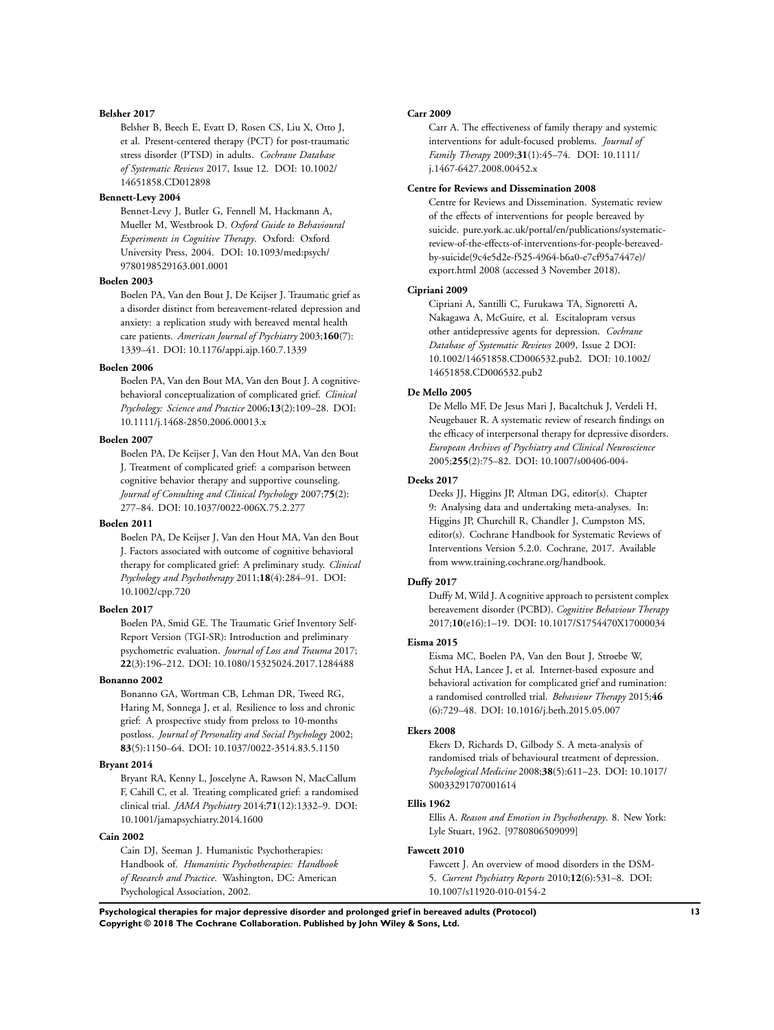**Belsher 2017**

Belsher B, Beech E, Evatt D, Rosen CS, Liu X, Otto J, et al. Present-centered therapy (PCT) for post-traumatic stress disorder (PTSD) in adults. *Cochrane Database of Systematic Reviews* 2017, Issue 12. DOI: 10.1002/14651858.CD012898

**Bennett-Levy 2004**

Bennet-Levy J, Butler G, Fennell M, Hackmann A, Mueller M, Westbrook D. *Oxford Guide to Behavioural Experiments in Cognitive Therapy*. Oxford: Oxford University Press, 2004. DOI: 10.1093/med:psych/9780198529163.001.0001

**Boelen 2003**

Boelen PA, Van den Bout J, De Keijser J. Traumatic grief as a disorder distinct from bereavement-related depression and anxiety: a replication study with bereaved mental health care patients. *American Journal of Psychiatry* 2003;**160**(7):1339–41. DOI: 10.1176/appi.ajp.160.7.1339

**Boelen 2006**

Boelen PA, Van den Bout MA, Van den Bout J. A cognitive-behavioral conceptualization of complicated grief. *Clinical Psychology: Science and Practice* 2006;**13**(2):109–28. DOI: 10.1111/j.1468-2850.2006.00013.x

**Boelen 2007**

Boelen PA, De Keijser J, Van den Hout MA, Van den Bout J. Treatment of complicated grief: a comparison between cognitive behavior therapy and supportive counseling. *Journal of Consulting and Clinical Psychology* 2007;**75**(2):277–84. DOI: 10.1037/0022-006X.75.2.277

**Boelen 2011**

Boelen PA, De Keijser J, Van den Hout MA, Van den Bout J. Factors associated with outcome of cognitive behavioral therapy for complicated grief: A preliminary study. *Clinical Psychology and Psychotherapy* 2011;**18**(4):284–91. DOI: 10.1002/cpp.720

**Boelen 2017**

Boelen PA, Smid GE. The Traumatic Grief Inventory Self-Report Version (TGI-SR): Introduction and preliminary psychometric evaluation. *Journal of Loss and Trauma* 2017;**22**(3):196–212. DOI: 10.1080/15325024.2017.1284488

**Bonanno 2002**

Bonanno GA, Wortman CB, Lehman DR, Tweed RG, Haring M, Sonnega J, et al. Resilience to loss and chronic grief: A prospective study from preloss to 10-months postloss. *Journal of Personality and Social Psychology* 2002;**83**(5):1150–64. DOI: 10.1037/0022-3514.83.5.1150

**Bryant 2014**

Bryant RA, Kenny L, Joscelyne A, Rawson N, MacCallum F, Cahill C, et al. Treating complicated grief: a randomised clinical trial. *JAMA Psychiatry* 2014;**71**(12):1332–9. DOI: 10.1001/jamapsychiatry.2014.1600

**Cain 2002**

Cain DJ, Seeman J. Humanistic Psychotherapies: Handbook of. *Humanistic Psychotherapies: Handbook of Research and Practice*. Washington, DC: American Psychological Association, 2002.

**Carr 2009**

Carr A. The effectiveness of family therapy and systemic interventions for adult-focused problems. *Journal of Family Therapy* 2009;**31**(1):45–74. DOI: 10.1111/j.1467-6427.2008.00452.x

**Centre for Reviews and Dissemination 2008**

Centre for Reviews and Dissemination. Systematic review of the effects of interventions for people bereaved by suicide. pure.york.ac.uk/portal/en/publications/systematic-review-of-the-effects-of-interventions-for-people-bereaved-by-suicide(9c4e5d2e-f525-4964-b6a0-e7cf95a7447e)/export.html 2008 (accessed 3 November 2018).

**Cipriani 2009**

Cipriani A, Santilli C, Furukawa TA, Signoretti A, Nakagawa A, McGuire, et al. Escitalopram versus other antidepressive agents for depression. *Cochrane Database of Systematic Reviews* 2009, Issue 2 DOI: 10.1002/14651858.CD006532.pub2. DOI: 10.1002/14651858.CD006532.pub2

**De Mello 2005**

De Mello MF, De Jesus Mari J, Bacaltchuk J, Verdeli H, Neugebauer R. A systematic review of research findings on the efficacy of interpersonal therapy for depressive disorders. *European Archives of Psychiatry and Clinical Neuroscience* 2005;**255**(2):75–82. DOI: 10.1007/s00406-004-

**Deeks 2017**

Deeks JJ, Higgins JP, Altman DG, editor(s). Chapter 9: Analysing data and undertaking meta-analyses. In: Higgins JP, Churchill R, Chandler J, Cumpston MS, editor(s). Cochrane Handbook for Systematic Reviews of Interventions Version 5.2.0. Cochrane, 2017. Available from www.training.cochrane.org/handbook.

**Duffy 2017**

Duffy M, Wild J. A cognitive approach to persistent complex bereavement disorder (PCBD). *Cognitive Behaviour Therapy* 2017;**10**(e16):1–19. DOI: 10.1017/S1754470X17000034

**Eisma 2015**

Eisma MC, Boelen PA, Van den Bout J, Stroebe W, Schut HA, Lancee J, et al. Internet-based exposure and behavioral activation for complicated grief and rumination: a randomised controlled trial. *Behaviour Therapy* 2015;**46**(6):729–48. DOI: 10.1016/j.beth.2015.05.007

**Ekers 2008**

Ekers D, Richards D, Gilbody S. A meta-analysis of randomised trials of behavioural treatment of depression. *Psychological Medicine* 2008;**38**(5):611–23. DOI: 10.1017/S0033291707001614

**Ellis 1962**

Ellis A. *Reason and Emotion in Psychotherapy*. 8. New York: Lyle Stuart, 1962. [9780806509099]

**Fawcett 2010**

Fawcett J. An overview of mood disorders in the DSM-5. *Current Psychiatry Reports* 2010;**12**(6):531–8. DOI: 10.1007/s11920-010-0154-2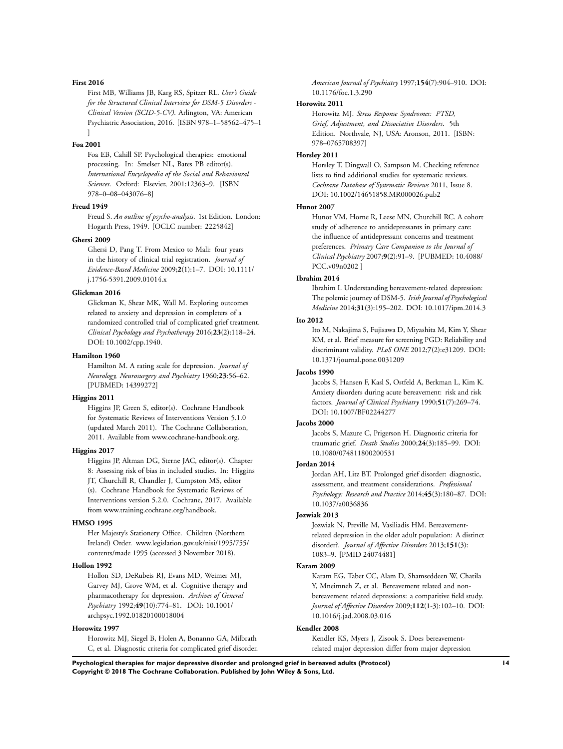**First 2016**

First MB, Williams JB, Karg RS, Spitzer RL. *User's Guide for the Structured Clinical Interview for DSM-5 Disorders - Clinical Version (SCID-5-CV)*. Arlington, VA: American Psychiatric Association, 2016. [ISBN 978–1–58562–475–1 ]

**Foa 2001**

Foa EB, Cahill SP. Psychological therapies: emotional processing. In: Smelser NL, Bates PB editor(s). *International Encyclopedia of the Social and Behavioural Sciences*. Oxford: Elsevier, 2001:12363–9. [ISBN 978–0–08–043076–8]

**Freud 1949**

Freud S. *An outline of psycho-analysis*. 1st Edition. London: Hogarth Press, 1949. [OCLC number: 2225842]

**Ghersi 2009**

Ghersi D, Pang T. From Mexico to Mali: four years in the history of clinical trial registration. *Journal of Evidence-Based Medicine* 2009;**2**(1):1–7. DOI: 10.1111/j.1756-5391.2009.01014.x

**Glickman 2016**

Glickman K, Shear MK, Wall M. Exploring outcomes related to anxiety and depression in completers of a randomized controlled trial of complicated grief treatment. *Clinical Psychology and Psychotherapy* 2016;**23**(2):118–24. DOI: 10.1002/cpp.1940.

**Hamilton 1960**

Hamilton M. A rating scale for depression. *Journal of Neurology, Neurosurgery and Psychiatry* 1960;**23**:56–62. [PUBMED: 14399272]

**Higgins 2011**

Higgins JP, Green S, editor(s). Cochrane Handbook for Systematic Reviews of Interventions Version 5.1.0 (updated March 2011). The Cochrane Collaboration, 2011. Available from www.cochrane-handbook.org.

**Higgins 2017**

Higgins JP, Altman DG, Sterne JAC, editor(s). Chapter 8: Assessing risk of bias in included studies. In: Higgins JT, Churchill R, Chandler J, Cumpston MS, editor (s). Cochrane Handbook for Systematic Reviews of Interventions version 5.2.0. Cochrane, 2017. Available from www.training.cochrane.org/handbook.

**HMSO 1995**

Her Majesty's Stationery Office. Children (Northern Ireland) Order. www.legislation.gov.uk/nisi/1995/755/contents/made 1995 (accessed 3 November 2018).

**Hollon 1992**

Hollon SD, DeRubeis RJ, Evans MD, Weimer MJ, Garvey MJ, Grove WM, et al. Cognitive therapy and pharmacotherapy for depression. *Archives of General Psychiatry* 1992;**49**(10):774–81. DOI: 10.1001/archpsyc.1992.01820100018004

**Horowitz 1997**

Horowitz MJ, Siegel B, Holen A, Bonanno GA, Milbrath C, et al. Diagnostic criteria for complicated grief disorder. *American Journal of Psychiatry* 1997;**154**(7):904–910. DOI: 10.1176/foc.1.3.290

**Horowitz 2011**

Horowitz MJ. *Stress Response Syndromes: PTSD, Grief, Adjustment, and Dissociative Disorders*. 5th Edition. Northvale, NJ, USA: Aronson, 2011. [ISBN: 978–0765708397]

**Horsley 2011**

Horsley T, Dingwall O, Sampson M. Checking reference lists to find additional studies for systematic reviews. *Cochrane Database of Systematic Reviews* 2011, Issue 8. DOI: 10.1002/14651858.MR000026.pub2

**Hunot 2007**

Hunot VM, Horne R, Leese MN, Churchill RC. A cohort study of adherence to antidepressants in primary care: the influence of antidepressant concerns and treatment preferences. *Primary Care Companion to the Journal of Clinical Psychiatry* 2007;**9**(2):91–9. [PUBMED: 10.4088/PCC.v09n0202 ]

**Ibrahim 2014**

Ibrahim I. Understanding bereavement-related depression: The polemic journey of DSM-5. *Irish Journal of Psychological Medicine* 2014;**31**(3):195–202. DOI: 10.1017/ipm.2014.3

**Ito 2012**

Ito M, Nakajima S, Fujisawa D, Miyashita M, Kim Y, Shear KM, et al. Brief measure for screening PGD: Reliability and discriminant validity. *PLoS ONE* 2012;**7**(2):e31209. DOI: 10.1371/journal.pone.0031209

**Jacobs 1990**

Jacobs S, Hansen F, Kasl S, Ostfeld A, Berkman L, Kim K. Anxiety disorders during acute bereavement: risk and risk factors. *Journal of Clinical Psychiatry* 1990;**51**(7):269–74. DOI: 10.1007/BF02244277

**Jacobs 2000**

Jacobs S, Mazure C, Prigerson H. Diagnostic criteria for traumatic grief. *Death Studies* 2000;**24**(3):185–99. DOI: 10.1080/074811800200531

**Jordan 2014**

Jordan AH, Litz BT. Prolonged grief disorder: diagnostic, assessment, and treatment considerations. *Professional Psychology: Research and Practice* 2014;**45**(3):180–87. DOI: 10.1037/a0036836

**Jozwiak 2013**

Jozwiak N, Preville M, Vasiliadis HM. Bereavement-related depression in the older adult population: A distinct disorder?. *Journal of Affective Disorders* 2013;**151**(3):1083–9. [PMID 24074481]

**Karam 2009**

Karam EG, Tabet CC, Alam D, Shamseddeen W, Chatila Y, Mneimneh Z, et al. Bereavement related and non-bereavement related depressions: a comparitive field study. *Journal of Affective Disorders* 2009;**112**(1-3):102–10. DOI: 10.1016/j.jad.2008.03.016

**Kendler 2008**

Kendler KS, Myers J, Zisook S. Does bereavement-related major depression differ from major depression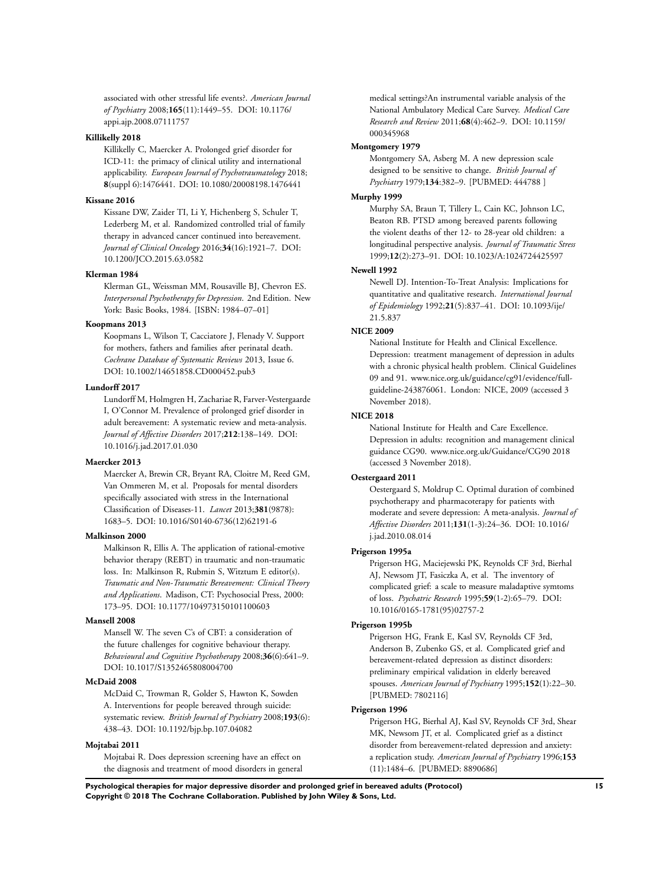associated with other stressful life events?. *American Journal of Psychiatry* 2008;**165**(11):1449–55. DOI: 10.1176/appi.ajp.2008.07111757

**Killikelly 2018**

Killikelly C, Maercker A. Prolonged grief disorder for ICD-11: the primacy of clinical utility and international applicability. *European Journal of Psychotraumatology* 2018; **8**(suppl 6):1476441. DOI: 10.1080/20008198.1476441

**Kissane 2016**

Kissane DW, Zaider TI, Li Y, Hichenberg S, Schuler T, Lederberg M, et al. Randomized controlled trial of family therapy in advanced cancer continued into bereavement. *Journal of Clinical Oncology* 2016;**34**(16):1921–7. DOI: 10.1200/JCO.2015.63.0582

**Klerman 1984**

Klerman GL, Weissman MM, Rousaville BJ, Chevron ES. *Interpersonal Psychotherapy for Depression*. 2nd Edition. New York: Basic Books, 1984. [ISBN: 1984–07–01]

**Koopmans 2013**

Koopmans L, Wilson T, Cacciatore J, Flenady V. Support for mothers, fathers and families after perinatal death. *Cochrane Database of Systematic Reviews* 2013, Issue 6. DOI: 10.1002/14651858.CD000452.pub3

**Lundorff 2017**

Lundorff M, Holmgren H, Zachariae R, Farver-Vestergaarde I, O'Connor M. Prevalence of prolonged grief disorder in adult bereavement: A systematic review and meta-analysis. *Journal of Affective Disorders* 2017;**212**:138–149. DOI: 10.1016/j.jad.2017.01.030

**Maercker 2013**

Maercker A, Brewin CR, Bryant RA, Cloitre M, Reed GM, Van Ommeren M, et al. Proposals for mental disorders specifically associated with stress in the International Classification of Diseases-11. *Lancet* 2013;**381**(9878): 1683–5. DOI: 10.1016/S0140-6736(12)62191-6

**Malkinson 2000**

Malkinson R, Ellis A. The application of rational-emotive behavior therapy (REBT) in traumatic and non-traumatic loss. In: Malkinson R, Rubmin S, Witztum E editor(s). *Traumatic and Non-Traumatic Bereavement: Clinical Theory and Applications*. Madison, CT: Psychosocial Press, 2000: 173–95. DOI: 10.1177/104973150101100603

**Mansell 2008**

Mansell W. The seven C's of CBT: a consideration of the future challenges for cognitive behaviour therapy. *Behavioural and Cognitive Psychotherapy* 2008;**36**(6):641–9. DOI: 10.1017/S1352465808004700

**McDaid 2008**

McDaid C, Trowman R, Golder S, Hawton K, Sowden A. Interventions for people bereaved through suicide: systematic review. *British Journal of Psychiatry* 2008;**193**(6): 438–43. DOI: 10.1192/bjp.bp.107.04082

**Mojtabai 2011**

Mojtabai R. Does depression screening have an effect on the diagnosis and treatment of mood disorders in general medical settings?An instrumental variable analysis of the National Ambulatory Medical Care Survey. *Medical Care Research and Review* 2011;**68**(4):462–9. DOI: 10.1159/000345968

**Montgomery 1979**

Montgomery SA, Asberg M. A new depression scale designed to be sensitive to change. *British Journal of Psychiatry* 1979;**134**:382–9. [PUBMED: 444788 ]

**Murphy 1999**

Murphy SA, Braun T, Tillery L, Cain KC, Johnson LC, Beaton RB. PTSD among bereaved parents following the violent deaths of ther 12- to 28-year old children: a longitudinal perspective analysis. *Journal of Traumatic Stress* 1999;**12**(2):273–91. DOI: 10.1023/A:1024724425597

**Newell 1992**

Newell DJ. Intention-To-Treat Analysis: Implications for quantitative and qualitative research. *International Journal of Epidemiology* 1992;**21**(5):837–41. DOI: 10.1093/ije/21.5.837

**NICE 2009**

National Institute for Health and Clinical Excellence. Depression: treatment management of depression in adults with a chronic physical health problem. Clinical Guidelines 09 and 91. www.nice.org.uk/guidance/cg91/evidence/full-guideline-243876061. London: NICE, 2009 (accessed 3 November 2018).

**NICE 2018**

National Institute for Health and Care Excellence. Depression in adults: recognition and management clinical guidance CG90. www.nice.org.uk/Guidance/CG90 2018 (accessed 3 November 2018).

**Oestergaard 2011**

Oestergaard S, Moldrup C. Optimal duration of combined psychotherapy and pharmacoterapy for patients with moderate and severe depression: A meta-analysis. *Journal of Affective Disorders* 2011;**131**(1-3):24–36. DOI: 10.1016/j.jad.2010.08.014

**Prigerson 1995a**

Prigerson HG, Maciejewski PK, Reynolds CF 3rd, Bierhal AJ, Newsom JT, Fasiczka A, et al. The inventory of complicated grief: a scale to measure maladaptive symtoms of loss. *Psychatric Research* 1995;**59**(1-2):65–79. DOI: 10.1016/0165-1781(95)02757-2

**Prigerson 1995b**

Prigerson HG, Frank E, Kasl SV, Reynolds CF 3rd, Anderson B, Zubenko GS, et al. Complicated grief and bereavement-related depression as distinct disorders: preliminary empirical validation in elderly bereaved spouses. *American Journal of Psychiatry* 1995;**152**(1):22–30. [PUBMED: 7802116]

**Prigerson 1996**

Prigerson HG, Bierhal AJ, Kasl SV, Reynolds CF 3rd, Shear MK, Newsom JT, et al. Complicated grief as a distinct disorder from bereavement-related depression and anxiety: a replication study. *American Journal of Psychiatry* 1996;**153** (11):1484–6. [PUBMED: 8890686]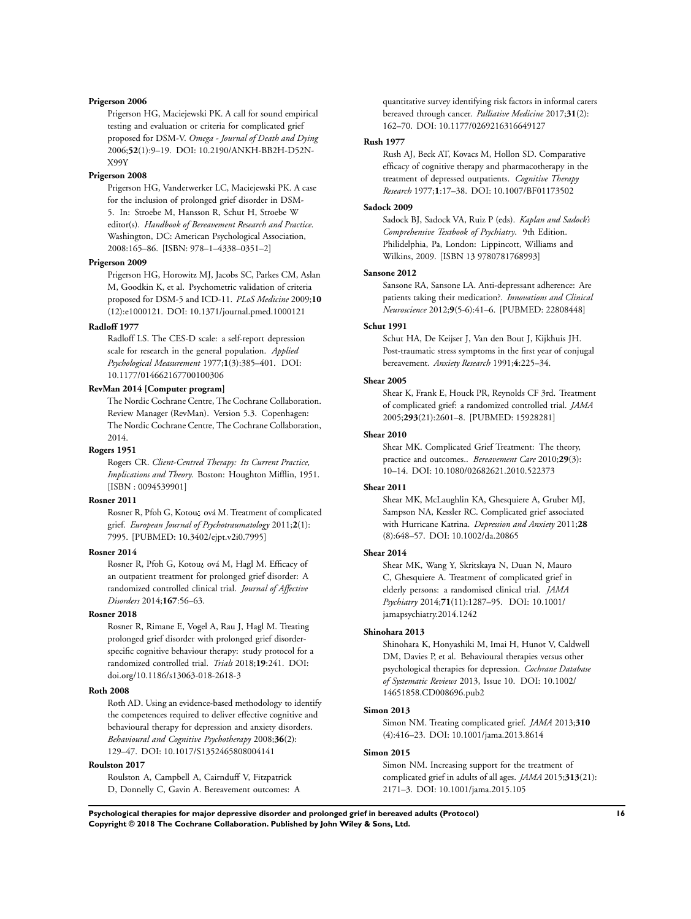**Prigerson 2006**

Prigerson HG, Maciejewski PK. A call for sound empirical testing and evaluation or criteria for complicated grief proposed for DSM-V. *Omega - Journal of Death and Dying* 2006;**52**(1):9–19. DOI: 10.2190/ANKH-BB2H-D52N-X99Y

**Prigerson 2008**

Prigerson HG, Vanderwerker LC, Maciejewski PK. A case for the inclusion of prolonged grief disorder in DSM-5. In: Stroebe M, Hansson R, Schut H, Stroebe W editor(s). *Handbook of Bereavement Research and Practice*. Washington, DC: American Psychological Association, 2008:165–86. [ISBN: 978–1–4338–0351–2]

**Prigerson 2009**

Prigerson HG, Horowitz MJ, Jacobs SC, Parkes CM, Aslan M, Goodkin K, et al. Psychometric validation of criteria proposed for DSM-5 and ICD-11. *PLoS Medicine* 2009;**10** (12):e1000121. DOI: 10.1371/journal.pmed.1000121

**Radloff 1977**

Radloff LS. The CES-D scale: a self-report depression scale for research in the general population. *Applied Psychological Measurement* 1977;**1**(3):385–401. DOI: 10.1177/014662167700100306

**RevMan 2014 [Computer program]**

The Nordic Cochrane Centre, The Cochrane Collaboration. Review Manager (RevMan). Version 5.3. Copenhagen: The Nordic Cochrane Centre, The Cochrane Collaboration, 2014.

**Rogers 1951**

Rogers CR. *Client-Centred Therapy: Its Current Practice, Implications and Theory*. Boston: Houghton Mifflin, 1951. [ISBN : 0094539901]

**Rosner 2011**

Rosner R, Pfoh G, Kotouč ová M. Treatment of complicated grief. *European Journal of Psychotraumatology* 2011;**2**(1): 7995. [PUBMED: 10.3402/ejpt.v2i0.7995]

**Rosner 2014**

Rosner R, Pfoh G, Kotouȩ ová M, Hagl M. Efficacy of an outpatient treatment for prolonged grief disorder: A randomized controlled clinical trial. *Journal of Affective Disorders* 2014;**167**:56–63.

**Rosner 2018**

Rosner R, Rimane E, Vogel A, Rau J, Hagl M. Treating prolonged grief disorder with prolonged grief disorder-specific cognitive behaviour therapy: study protocol for a randomized controlled trial. *Trials* 2018;**19**:241. DOI: doi.org/10.1186/s13063-018-2618-3

**Roth 2008**

Roth AD. Using an evidence-based methodology to identify the competences required to deliver effective cognitive and behavioural therapy for depression and anxiety disorders. *Behavioural and Cognitive Psychotherapy* 2008;**36**(2): 129–47. DOI: 10.1017/S1352465808004141

**Roulston 2017**

Roulston A, Campbell A, Cairnduff V, Fitzpatrick D, Donnelly C, Gavin A. Bereavement outcomes: A quantitative survey identifying risk factors in informal carers bereaved through cancer. *Palliative Medicine* 2017;**31**(2): 162–70. DOI: 10.1177/0269216316649127

**Rush 1977**

Rush AJ, Beck AT, Kovacs M, Hollon SD. Comparative efficacy of cognitive therapy and pharmacotherapy in the treatment of depressed outpatients. *Cognitive Therapy Research* 1977;**1**:17–38. DOI: 10.1007/BF01173502

**Sadock 2009**

Sadock BJ, Sadock VA, Ruiz P (eds). *Kaplan and Sadock's Comprehensive Textbook of Psychiatry*. 9th Edition. Philidelphia, Pa, London: Lippincott, Williams and Wilkins, 2009. [ISBN 13 9780781768993]

**Sansone 2012**

Sansone RA, Sansone LA. Anti-depressant adherence: Are patients taking their medication?. *Innovations and Clinical Neuroscience* 2012;**9**(5-6):41–6. [PUBMED: 22808448]

**Schut 1991**

Schut HA, De Keijser J, Van den Bout J, Kijkhuis JH. Post-traumatic stress symptoms in the first year of conjugal bereavement. *Anxiety Research* 1991;**4**:225–34.

**Shear 2005**

Shear K, Frank E, Houck PR, Reynolds CF 3rd. Treatment of complicated grief: a randomized controlled trial. *JAMA* 2005;**293**(21):2601–8. [PUBMED: 15928281]

**Shear 2010**

Shear MK. Complicated Grief Treatment: The theory, practice and outcomes.. *Bereavement Care* 2010;**29**(3): 10–14. DOI: 10.1080/02682621.2010.522373

**Shear 2011**

Shear MK, McLaughlin KA, Ghesquiere A, Gruber MJ, Sampson NA, Kessler RC. Complicated grief associated with Hurricane Katrina. *Depression and Anxiety* 2011;**28** (8):648–57. DOI: 10.1002/da.20865

**Shear 2014**

Shear MK, Wang Y, Skritskaya N, Duan N, Mauro C, Ghesquiere A. Treatment of complicated grief in elderly persons: a randomised clinical trial. *JAMA Psychiatry* 2014;**71**(11):1287–95. DOI: 10.1001/jamapsychiatry.2014.1242

**Shinohara 2013**

Shinohara K, Honyashiki M, Imai H, Hunot V, Caldwell DM, Davies P, et al. Behavioural therapies versus other psychological therapies for depression. *Cochrane Database of Systematic Reviews* 2013, Issue 10. DOI: 10.1002/14651858.CD008696.pub2

**Simon 2013**

Simon NM. Treating complicated grief. *JAMA* 2013;**310** (4):416–23. DOI: 10.1001/jama.2013.8614

**Simon 2015**

Simon NM. Increasing support for the treatment of complicated grief in adults of all ages. *JAMA* 2015;**313**(21): 2171–3. DOI: 10.1001/jama.2015.105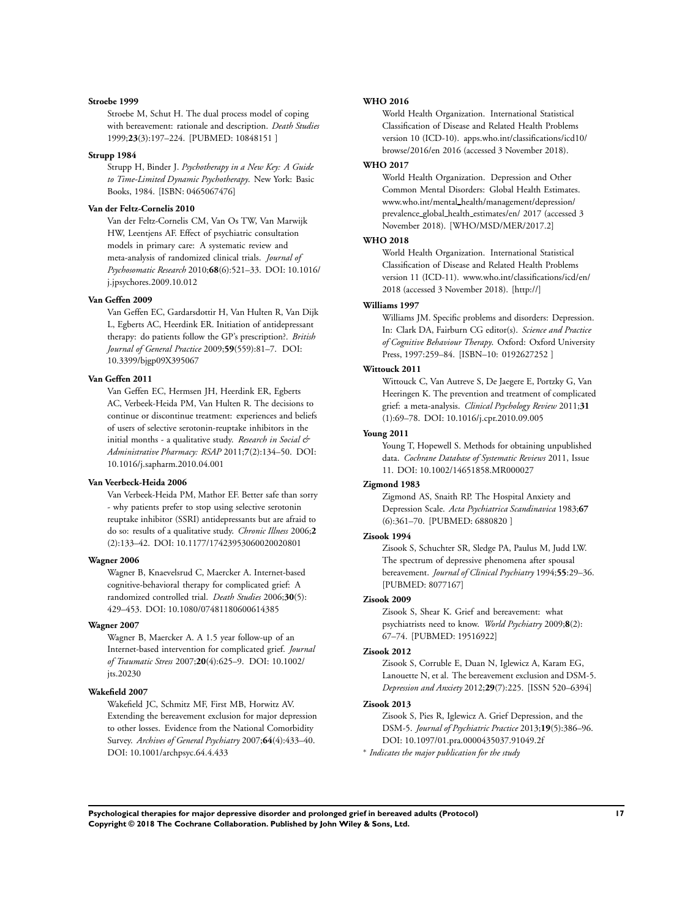**Stroebe 1999**

Stroebe M, Schut H. The dual process model of coping with bereavement: rationale and description. *Death Studies* 1999;**23**(3):197–224. [PUBMED: 10848151 ]

**Strupp 1984**

Strupp H, Binder J. *Psychotherapy in a New Key: A Guide to Time-Limited Dynamic Psychotherapy*. New York: Basic Books, 1984. [ISBN: 0465067476]

**Van der Feltz-Cornelis 2010**

Van der Feltz-Cornelis CM, Van Os TW, Van Marwijk HW, Leentjens AF. Effect of psychiatric consultation models in primary care: A systematic review and meta-analysis of randomized clinical trials. *Journal of Psychosomatic Research* 2010;**68**(6):521–33. DOI: 10.1016/j.jpsychores.2009.10.012

**Van Geffen 2009**

Van Geffen EC, Gardarsdottir H, Van Hulten R, Van Dijk L, Egberts AC, Heerdink ER. Initiation of antidepressant therapy: do patients follow the GP's prescription?. *British Journal of General Practice* 2009;**59**(559):81–7. DOI: 10.3399/bjgp09X395067

**Van Geffen 2011**

Van Geffen EC, Hermsen JH, Heerdink ER, Egberts AC, Verbeek-Heida PM, Van Hulten R. The decisions to continue or discontinue treatment: experiences and beliefs of users of selective serotonin-reuptake inhibitors in the initial months - a qualitative study. *Research in Social & Administrative Pharmacy: RSAP* 2011;**7**(2):134–50. DOI: 10.1016/j.sapharm.2010.04.001

**Van Veerbeck-Heida 2006**

Van Verbeek-Heida PM, Mathor EF. Better safe than sorry - why patients prefer to stop using selective serotonin reuptake inhibitor (SSRI) antidepressants but are afraid to do so: results of a qualitative study. *Chronic Illness* 2006;**2** (2):133–42. DOI: 10.1177/17423953060020020801

**Wagner 2006**

Wagner B, Knaevelsrud C, Maercker A. Internet-based cognitive-behavioral therapy for complicated grief: A randomized controlled trial. *Death Studies* 2006;**30**(5): 429–453. DOI: 10.1080/07481180600614385

**Wagner 2007**

Wagner B, Maercker A. A 1.5 year follow-up of an Internet-based intervention for complicated grief. *Journal of Traumatic Stress* 2007;**20**(4):625–9. DOI: 10.1002/jts.20230

**Wakefield 2007**

Wakefield JC, Schmitz MF, First MB, Horwitz AV. Extending the bereavement exclusion for major depression to other losses. Evidence from the National Comorbidity Survey. *Archives of General Psychiatry* 2007;**64**(4):433–40. DOI: 10.1001/archpsyc.64.4.433

**WHO 2016**

World Health Organization. International Statistical Classification of Disease and Related Health Problems version 10 (ICD-10). apps.who.int/classifications/icd10/browse/2016/en 2016 (accessed 3 November 2018).

**WHO 2017**

World Health Organization. Depression and Other Common Mental Disorders: Global Health Estimates. www.who.int/mental_health/management/depression/prevalence_global_health_estimates/en/ 2017 (accessed 3 November 2018). [WHO/MSD/MER/2017.2]

**WHO 2018**

World Health Organization. International Statistical Classification of Disease and Related Health Problems version 11 (ICD-11). www.who.int/classifications/icd/en/ 2018 (accessed 3 November 2018). [http://]

**Williams 1997**

Williams JM. Specific problems and disorders: Depression. In: Clark DA, Fairburn CG editor(s). *Science and Practice of Cognitive Behaviour Therapy*. Oxford: Oxford University Press, 1997:259–84. [ISBN–10: 0192627252 ]

**Wittouck 2011**

Wittouck C, Van Autreve S, De Jaegere E, Portzky G, Van Heeringen K. The prevention and treatment of complicated grief: a meta-analysis. *Clinical Psychology Review* 2011;**31** (1):69–78. DOI: 10.1016/j.cpr.2010.09.005

**Young 2011**

Young T, Hopewell S. Methods for obtaining unpublished data. *Cochrane Database of Systematic Reviews* 2011, Issue 11. DOI: 10.1002/14651858.MR000027

**Zigmond 1983**

Zigmond AS, Snaith RP. The Hospital Anxiety and Depression Scale. *Acta Psychiatrica Scandinavica* 1983;**67** (6):361–70. [PUBMED: 6880820 ]

**Zisook 1994**

Zisook S, Schuchter SR, Sledge PA, Paulus M, Judd LW. The spectrum of depressive phenomena after spousal bereavement. *Journal of Clinical Psychiatry* 1994;**55**:29–36. [PUBMED: 8077167]

**Zisook 2009**

Zisook S, Shear K. Grief and bereavement: what psychiatrists need to know. *World Psychiatry* 2009;**8**(2): 67–74. [PUBMED: 19516922]

**Zisook 2012**

Zisook S, Corruble E, Duan N, Iglewicz A, Karam EG, Lanouette N, et al. The bereavement exclusion and DSM-5. *Depression and Anxiety* 2012;**29**(7):225. [ISSN 520–6394]

**Zisook 2013**

Zisook S, Pies R, Iglewicz A. Grief Depression, and the DSM-5. *Journal of Psychiatric Practice* 2013;**19**(5):386–96. DOI: 10.1097/01.pra.0000435037.91049.2f

\* *Indicates the major publication for the study*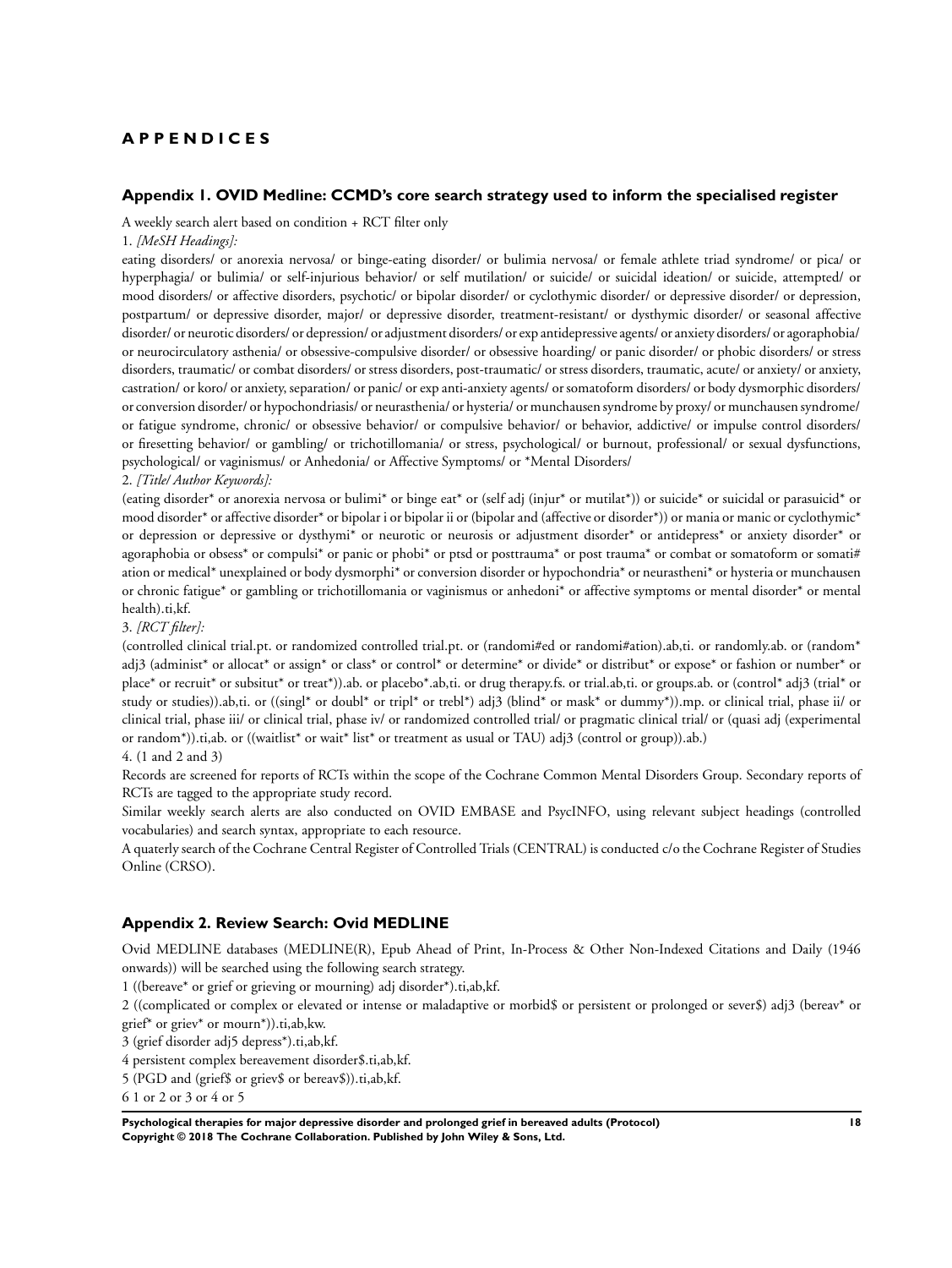# APPENDICES

## Appendix 1. OVID Medline: CCMD's core search strategy used to inform the specialised register

A weekly search alert based on condition + RCT filter only

1. *[MeSH Headings]:*

eating disorders/ or anorexia nervosa/ or binge-eating disorder/ or bulimia nervosa/ or female athlete triad syndrome/ or pica/ or hyperphagia/ or bulimia/ or self-injurious behavior/ or self mutilation/ or suicide/ or suicidal ideation/ or suicide, attempted/ or mood disorders/ or affective disorders, psychotic/ or bipolar disorder/ or cyclothymic disorder/ or depressive disorder/ or depression, postpartum/ or depressive disorder, major/ or depressive disorder, treatment-resistant/ or dysthymic disorder/ or seasonal affective disorder/ or neurotic disorders/ or depression/ or adjustment disorders/ or exp antidepressive agents/ or anxiety disorders/ or agoraphobia/ or neurocirculatory asthenia/ or obsessive-compulsive disorder/ or obsessive hoarding/ or panic disorder/ or phobic disorders/ or stress disorders, traumatic/ or combat disorders/ or stress disorders, post-traumatic/ or stress disorders, traumatic, acute/ or anxiety/ or anxiety, castration/ or koro/ or anxiety, separation/ or panic/ or exp anti-anxiety agents/ or somatoform disorders/ or body dysmorphic disorders/ or conversion disorder/ or hypochondriasis/ or neurasthenia/ or hysteria/ or munchausen syndrome by proxy/ or munchausen syndrome/ or fatigue syndrome, chronic/ or obsessive behavior/ or compulsive behavior/ or behavior, addictive/ or impulse control disorders/ or firesetting behavior/ or gambling/ or trichotillomania/ or stress, psychological/ or burnout, professional/ or sexual dysfunctions, psychological/ or vaginismus/ or Anhedonia/ or Affective Symptoms/ or *Mental Disorders/

2. *[Title/ Author Keywords]:*

(eating disorder* or anorexia nervosa or bulimi* or binge eat* or (self adj (injur* or mutilat*)) or suicide* or suicidal or parasuicid* or mood disorder* or affective disorder* or bipolar i or bipolar ii or (bipolar and (affective or disorder*)) or mania or manic or cyclothymic* or depression or depressive or dysthymi* or neurotic or neurosis or adjustment disorder* or antidepress* or anxiety disorder* or agoraphobia or obsess* or compulsi* or panic or phobi* or ptsd or posttrauma* or post trauma* or combat or somatoform or somati# ation or medical* unexplained or body dysmorphi* or conversion disorder or hypochondria* or neurastheni* or hysteria or munchausen or chronic fatigue* or gambling or trichotillomania or vaginismus or anhedoni* or affective symptoms or mental disorder* or mental health).ti,kf.

3. *[RCT filter]:*

(controlled clinical trial.pt. or randomized controlled trial.pt. or (randomi#ed or randomi#ation).ab,ti. or randomly.ab. or (random* adj3 (administ* or allocat* or assign* or class* or control* or determine* or divide* or distribut* or expose* or fashion or number* or place* or recruit* or subsitut* or treat*)).ab. or placebo*.ab,ti. or drug therapy.fs. or trial.ab,ti. or groups.ab. or (control* adj3 (trial* or study or studies)).ab,ti. or ((singl* or doubl* or tripl* or trebl*) adj3 (blind* or mask* or dummy*)).mp. or clinical trial, phase ii/ or clinical trial, phase iii/ or clinical trial, phase iv/ or randomized controlled trial/ or pragmatic clinical trial/ or (quasi adj (experimental or random*)).ti,ab. or ((waitlist* or wait* list* or treatment as usual or TAU) adj3 (control or group)).ab.)

4. (1 and 2 and 3)

Records are screened for reports of RCTs within the scope of the Cochrane Common Mental Disorders Group. Secondary reports of RCTs are tagged to the appropriate study record.

Similar weekly search alerts are also conducted on OVID EMBASE and PsycINFO, using relevant subject headings (controlled vocabularies) and search syntax, appropriate to each resource.

A quaterly search of the Cochrane Central Register of Controlled Trials (CENTRAL) is conducted c/o the Cochrane Register of Studies Online (CRSO).

## Appendix 2. Review Search: Ovid MEDLINE

Ovid MEDLINE databases (MEDLINE(R), Epub Ahead of Print, In-Process & Other Non-Indexed Citations and Daily (1946 onwards)) will be searched using the following search strategy.

1 ((bereave* or grief or grieving or mourning) adj disorder*).ti,ab,kf.

2 ((complicated or complex or elevated or intense or maladaptive or morbid$ or persistent or prolonged or sever$) adj3 (bereav* or grief* or griev* or mourn*)).ti,ab,kw.

3 (grief disorder adj5 depress*).ti,ab,kf.

4 persistent complex bereavement disorder$.ti,ab,kf.

5 (PGD and (grief$ or griev$ or bereav$)).ti,ab,kf.

6 1 or 2 or 3 or 4 or 5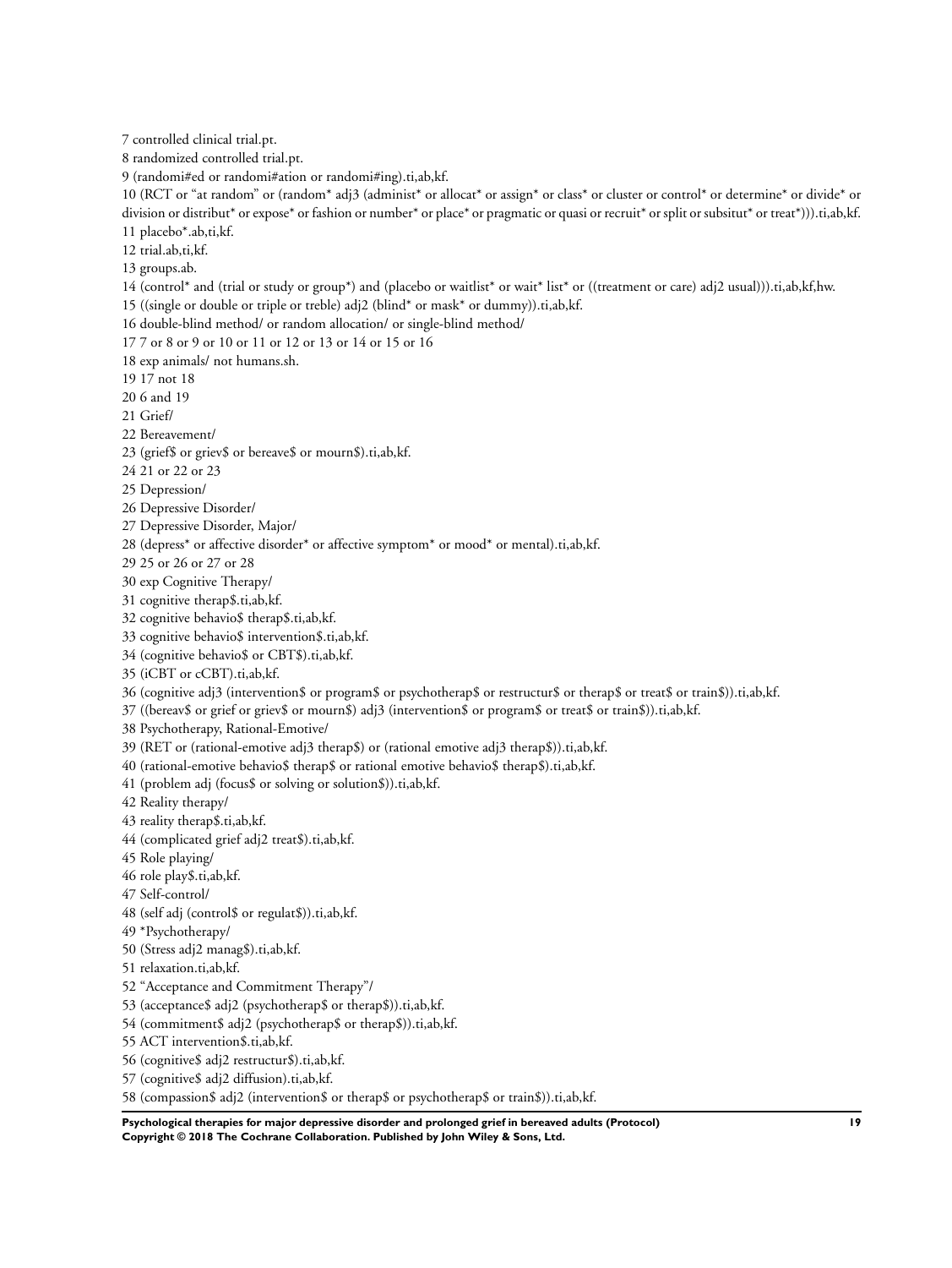7 controlled clinical trial.pt.

8 randomized controlled trial.pt.

9 (randomi#ed or randomi#ation or randomi#ing).ti,ab,kf.

10 (RCT or "at random" or (random* adj3 (administ* or allocat* or assign* or class* or cluster or control* or determine* or divide* or division or distribut* or expose* or fashion or number* or place* or pragmatic or quasi or recruit* or split or subsitut* or treat*))).ti,ab,kf.

11 placebo*.ab,ti,kf.

12 trial.ab,ti,kf.

13 groups.ab.

14 (control* and (trial or study or group*) and (placebo or waitlist* or wait* list* or ((treatment or care) adj2 usual))).ti,ab,kf,hw.

15 ((single or double or triple or treble) adj2 (blind* or mask* or dummy)).ti,ab,kf.

16 double-blind method/ or random allocation/ or single-blind method/

17 7 or 8 or 9 or 10 or 11 or 12 or 13 or 14 or 15 or 16

18 exp animals/ not humans.sh.

19 17 not 18

20 6 and 19

21 Grief/

22 Bereavement/

23 (grief$ or griev$ or bereave$ or mourn$).ti,ab,kf.

24 21 or 22 or 23

25 Depression/

26 Depressive Disorder/

27 Depressive Disorder, Major/

28 (depress* or affective disorder* or affective symptom* or mood* or mental).ti,ab,kf.

29 25 or 26 or 27 or 28

30 exp Cognitive Therapy/

31 cognitive therap$.ti,ab,kf.

32 cognitive behavio$ therap$.ti,ab,kf.

33 cognitive behavio$ intervention$.ti,ab,kf.

34 (cognitive behavio$ or CBT$).ti,ab,kf.

35 (iCBT or cCBT).ti,ab,kf.

36 (cognitive adj3 (intervention$ or program$ or psychotherap$ or restructur$ or therap$ or treat$ or train$)).ti,ab,kf.

37 ((bereav$ or grief or griev$ or mourn$) adj3 (intervention$ or program$ or treat$ or train$)).ti,ab,kf.

38 Psychotherapy, Rational-Emotive/

39 (RET or (rational-emotive adj3 therap$) or (rational emotive adj3 therap$)).ti,ab,kf.

40 (rational-emotive behavio$ therap$ or rational emotive behavio$ therap$).ti,ab,kf.

41 (problem adj (focus$ or solving or solution$)).ti,ab,kf.

42 Reality therapy/

43 reality therap$.ti,ab,kf.

44 (complicated grief adj2 treat$).ti,ab,kf.

45 Role playing/

46 role play$.ti,ab,kf.

47 Self-control/

48 (self adj (control$ or regulat$)).ti,ab,kf.

49 *Psychotherapy/

50 (Stress adj2 manag$).ti,ab,kf.

51 relaxation.ti,ab,kf.

52 "Acceptance and Commitment Therapy"/

53 (acceptance$ adj2 (psychotherap$ or therap$)).ti,ab,kf.

54 (commitment$ adj2 (psychotherap$ or therap$)).ti,ab,kf.

55 ACT intervention$.ti,ab,kf.

56 (cognitive$ adj2 restructur$).ti,ab,kf.

57 (cognitive$ adj2 diffusion).ti,ab,kf.

58 (compassion$ adj2 (intervention$ or therap$ or psychotherap$ or train$)).ti,ab,kf.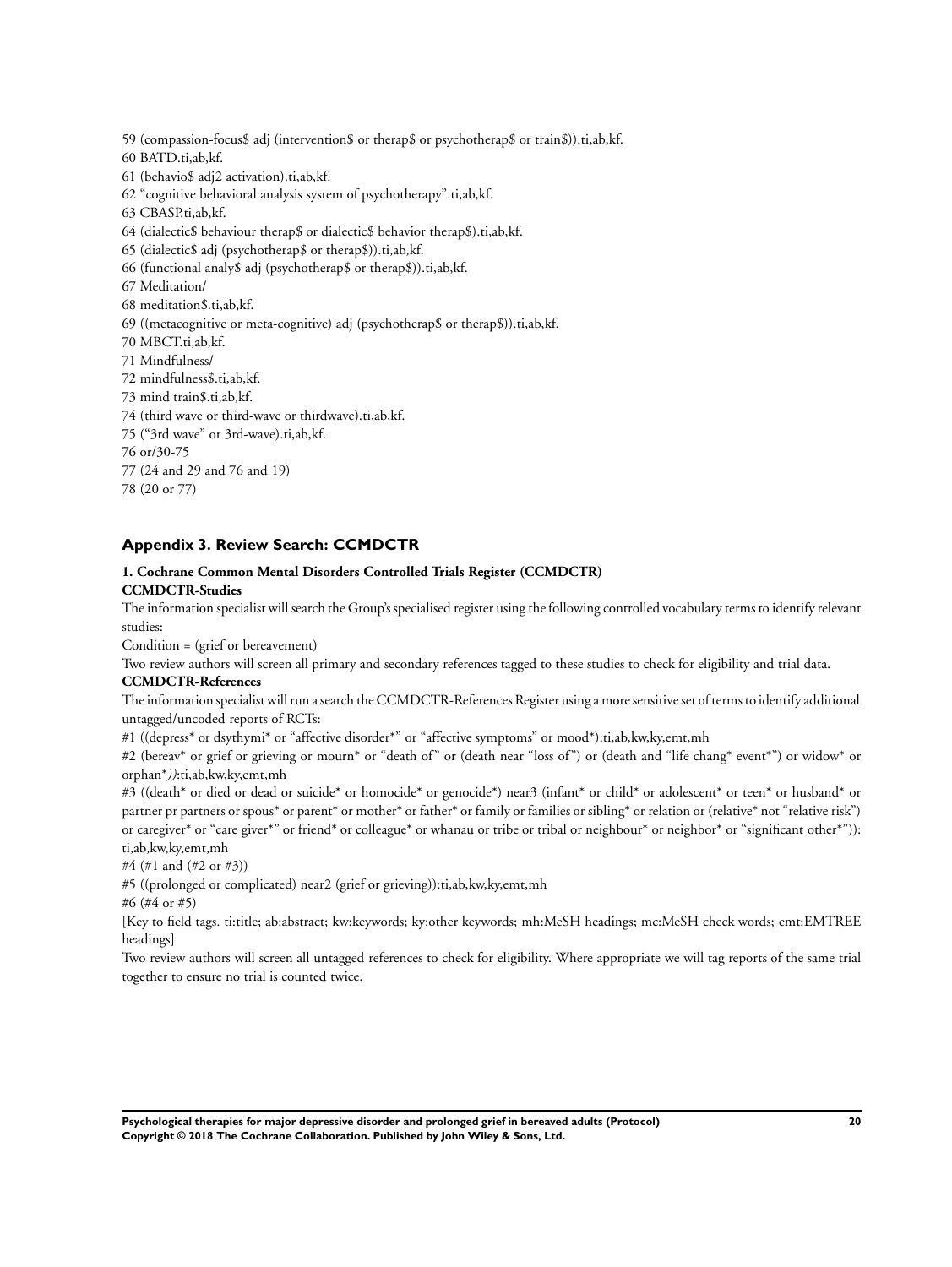59 (compassion-focus$ adj (intervention$ or therap$ or psychotherap$ or train$)).ti,ab,kf.

60 BATD.ti,ab,kf.

61 (behavio$ adj2 activation).ti,ab,kf.

62 "cognitive behavioral analysis system of psychotherapy".ti,ab,kf.

63 CBASP.ti,ab,kf.

64 (dialectic$ behaviour therap$ or dialectic$ behavior therap$).ti,ab,kf.

65 (dialectic$ adj (psychotherap$ or therap$)).ti,ab,kf.

66 (functional analy$ adj (psychotherap$ or therap$)).ti,ab,kf.

67 Meditation/

68 meditation$.ti,ab,kf.

69 ((metacognitive or meta-cognitive) adj (psychotherap$ or therap$)).ti,ab,kf.

70 MBCT.ti,ab,kf.

71 Mindfulness/

72 mindfulness$.ti,ab,kf.

73 mind train$.ti,ab,kf.

74 (third wave or third-wave or thirdwave).ti,ab,kf.

75 ("3rd wave" or 3rd-wave).ti,ab,kf.

76 or/30-75

77 (24 and 29 and 76 and 19)

78 (20 or 77)

## Appendix 3. Review Search: CCMDCTR

**1. Cochrane Common Mental Disorders Controlled Trials Register (CCMDCTR)**

**CCMDCTR-Studies**

The information specialist will search the Group's specialised register using the following controlled vocabulary terms to identify relevant studies:

Condition = (grief or bereavement)

Two review authors will screen all primary and secondary references tagged to these studies to check for eligibility and trial data.

**CCMDCTR-References**

The information specialist will run a search the CCMDCTR-References Register using a more sensitive set of terms to identify additional untagged/uncoded reports of RCTs:

#1 ((depress* or dsythymi* or "affective disorder*" or "affective symptoms" or mood*):ti,ab,kw,ky,emt,mh

#2 (bereav* or grief or grieving or mourn* or "death of" or (death near "loss of") or (death and "life chang* event*") or widow* or orphan*)):ti,ab,kw,ky,emt,mh

#3 ((death* or died or dead or suicide* or homocide* or genocide*) near3 (infant* or child* or adolescent* or teen* or husband* or partner pr partners or spous* or parent* or mother* or father* or family or families or sibling* or relation or (relative* not "relative risk") or caregiver* or "care giver*" or friend* or colleague* or whanau or tribe or tribal or neighbour* or neighbor* or "significant other*")): ti,ab,kw,ky,emt,mh

#4 (#1 and (#2 or #3))

#5 ((prolonged or complicated) near2 (grief or grieving)):ti,ab,kw,ky,emt,mh

#6 (#4 or #5)

[Key to field tags. ti:title; ab:abstract; kw:keywords; ky:other keywords; mh:MeSH headings; mc:MeSH check words; emt:EMTREE headings]

Two review authors will screen all untagged references to check for eligibility. Where appropriate we will tag reports of the same trial together to ensure no trial is counted twice.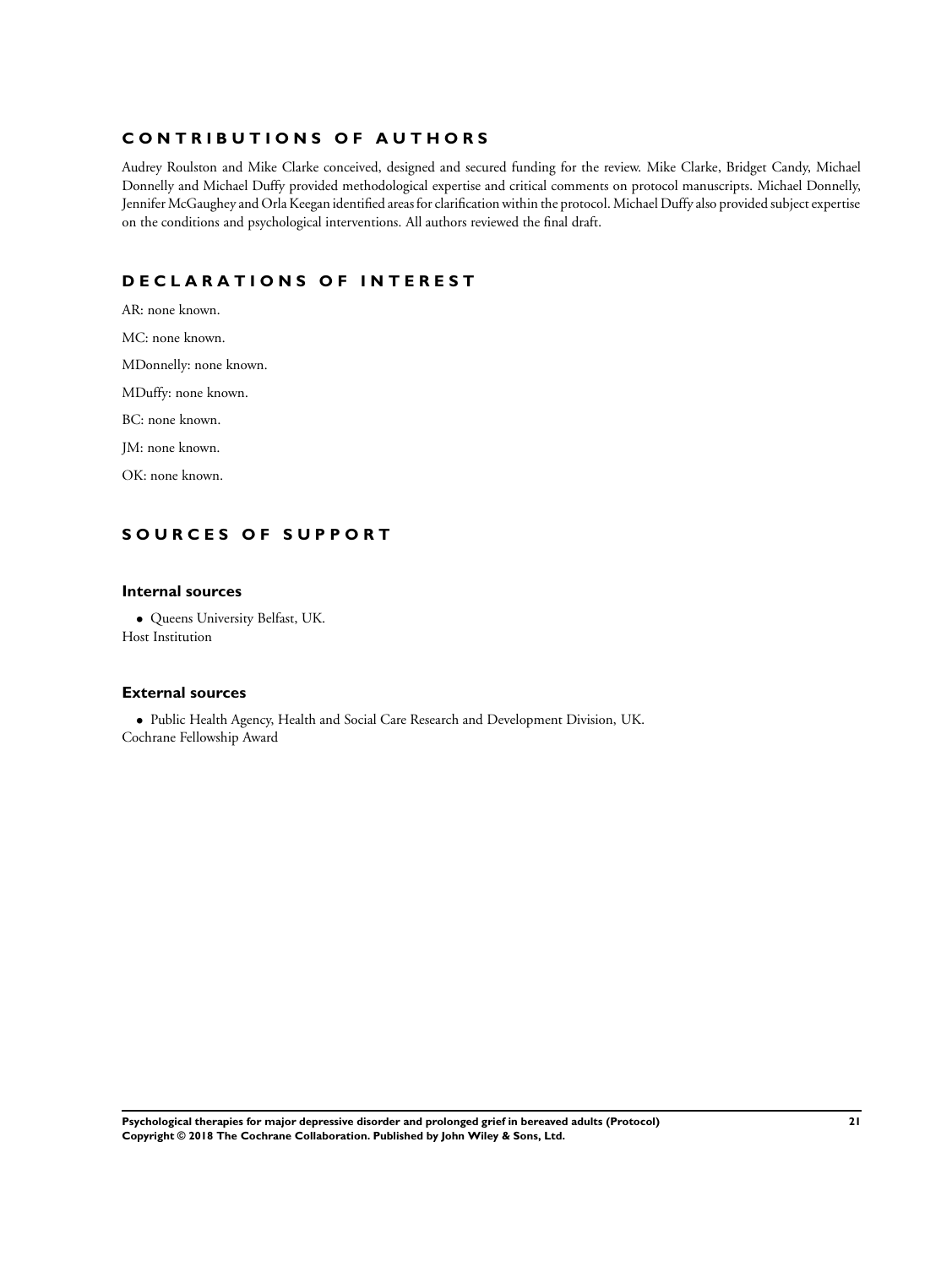# CONTRIBUTIONS OF AUTHORS

Audrey Roulston and Mike Clarke conceived, designed and secured funding for the review. Mike Clarke, Bridget Candy, Michael Donnelly and Michael Duffy provided methodological expertise and critical comments on protocol manuscripts. Michael Donnelly, Jennifer McGaughey and Orla Keegan identified areas for clarification within the protocol. Michael Duffy also provided subject expertise on the conditions and psychological interventions. All authors reviewed the final draft.

# DECLARATIONS OF INTEREST

AR: none known.

MC: none known.

MDonnelly: none known.

MDuffy: none known.

BC: none known.

JM: none known.

OK: none known.

# SOURCES OF SUPPORT

## Internal sources

- Queens University Belfast, UK.

Host Institution

## External sources

- Public Health Agency, Health and Social Care Research and Development Division, UK.

Cochrane Fellowship Award